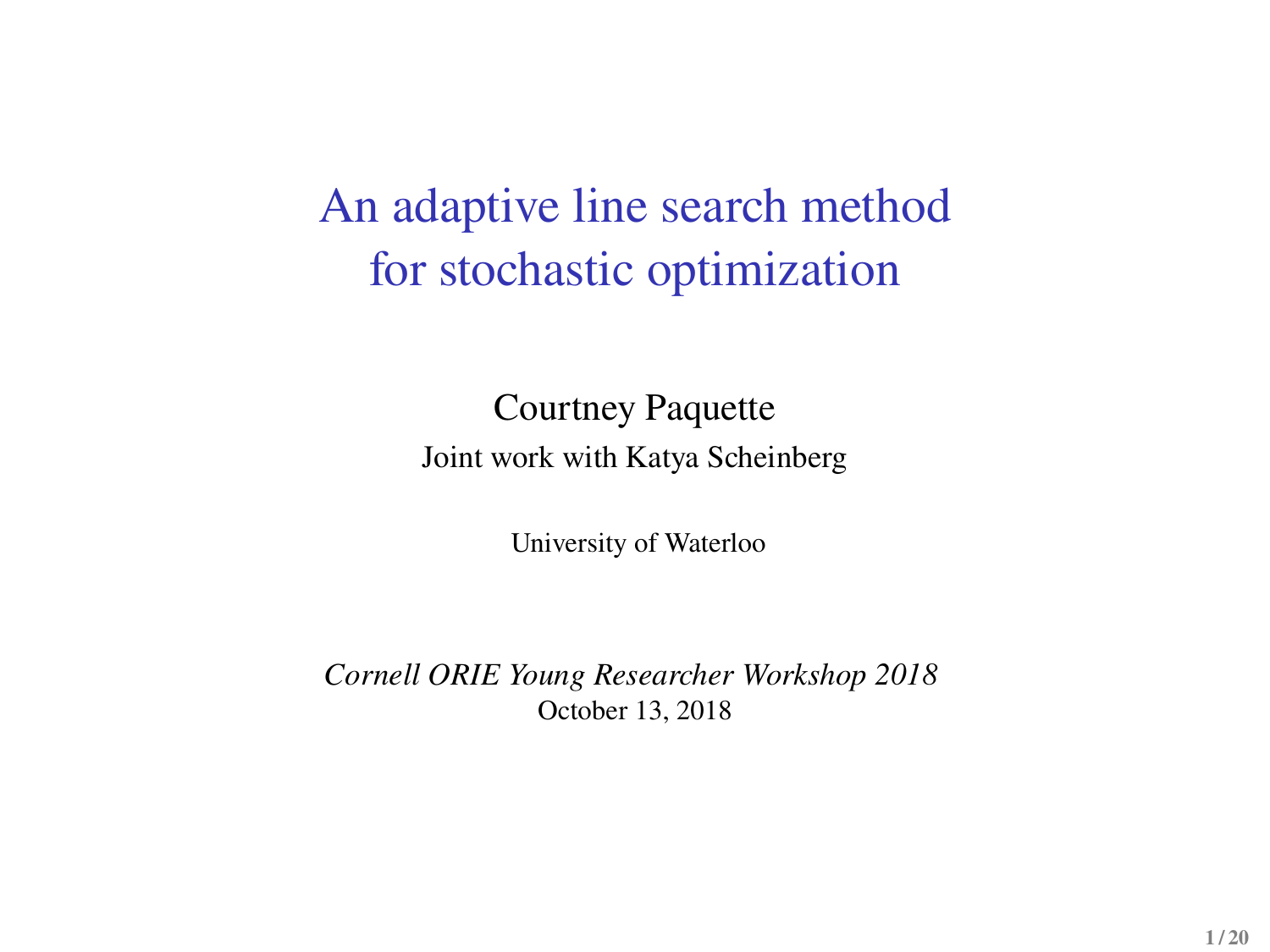# An adaptive line search method for stochastic optimization

Courtney Paquette

Joint work with Katya Scheinberg

University of Waterloo

*Cornell ORIE Young Researcher Workshop 2018*

October 13, 2018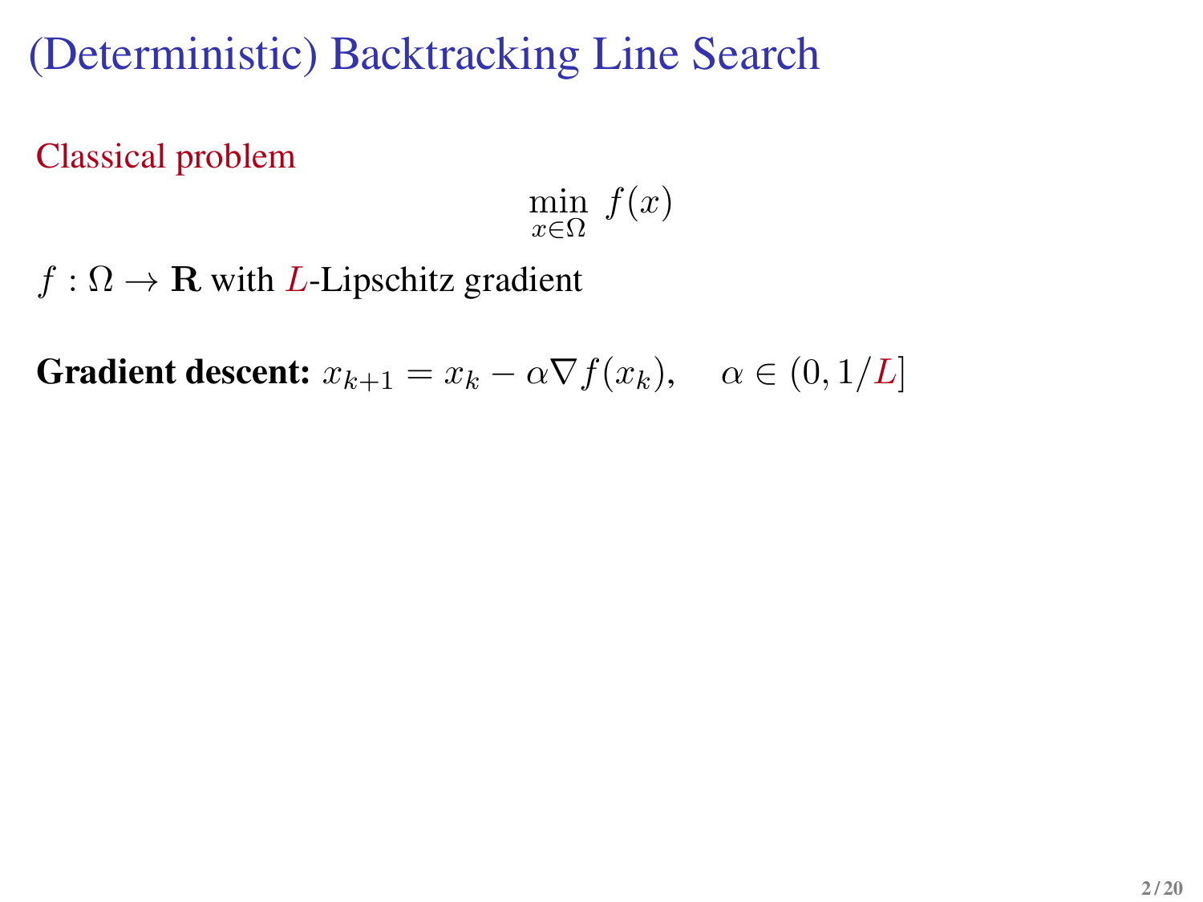# (Deterministic) Backtracking Line Search

Classical problem

$$\min_{x \in \Omega} \; f(x)$$

$f : \Omega \to \mathbf{R}$ with $L$-Lipschitz gradient

**Gradient descent:** $x_{k+1} = x_k - \alpha \nabla f(x_k), \quad \alpha \in (0, 1/L]$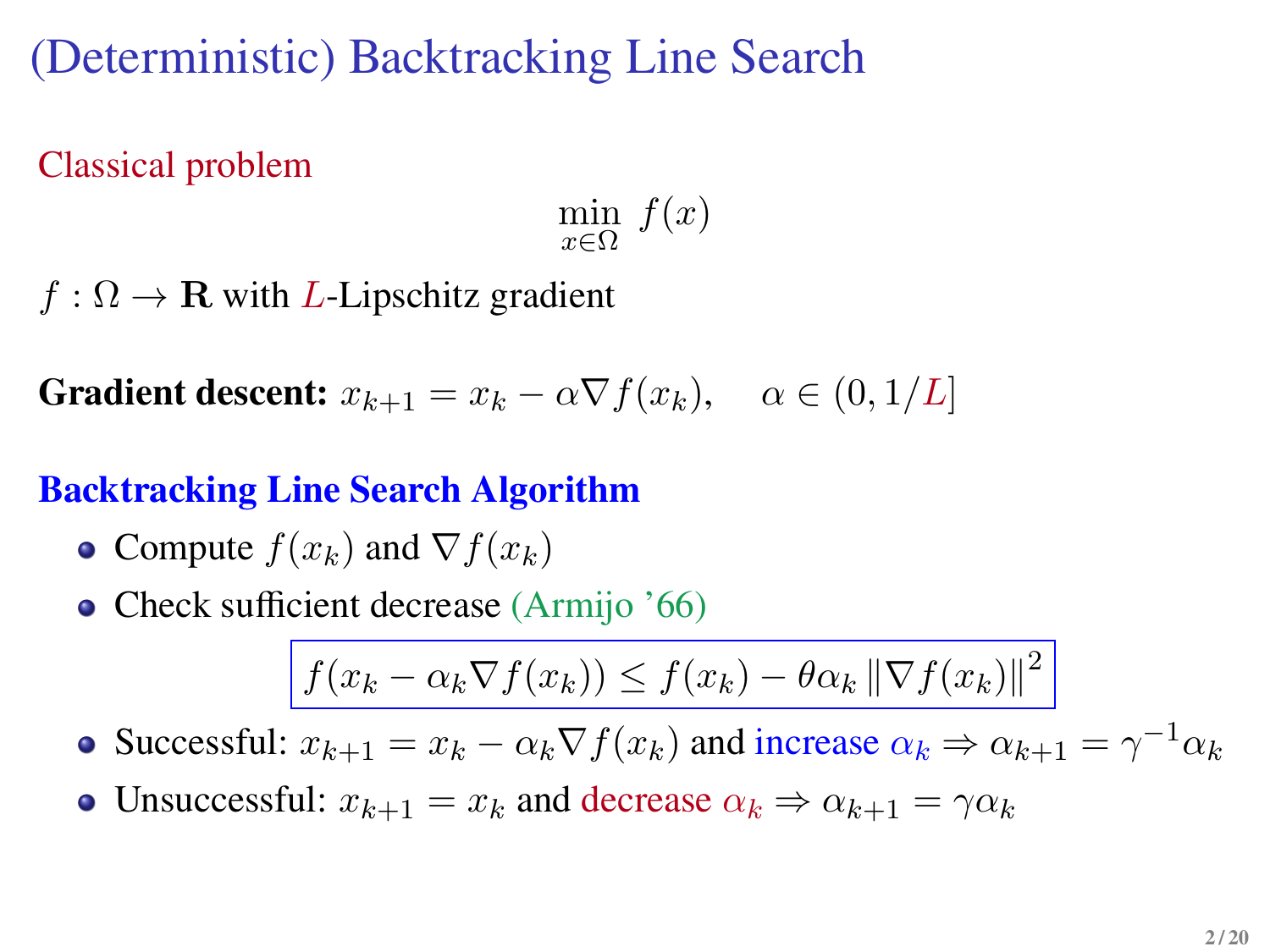# (Deterministic) Backtracking Line Search

Classical problem

$$\min_{x \in \Omega} \; f(x)$$

$f : \Omega \to \mathbf{R}$ with $L$-Lipschitz gradient

**Gradient descent:** $x_{k+1} = x_k - \alpha \nabla f(x_k), \quad \alpha \in (0, 1/L]$

**Backtracking Line Search Algorithm**

- Compute $f(x_k)$ and $\nabla f(x_k)$
- Check sufficient decrease (Armijo '66)

$$f(x_k - \alpha_k \nabla f(x_k)) \leq f(x_k) - \theta \alpha_k \left\| \nabla f(x_k) \right\|^2$$

- Successful: $x_{k+1} = x_k - \alpha_k \nabla f(x_k)$ and increase $\alpha_k \Rightarrow \alpha_{k+1} = \gamma^{-1} \alpha_k$
- Unsuccessful: $x_{k+1} = x_k$ and decrease $\alpha_k \Rightarrow \alpha_{k+1} = \gamma \alpha_k$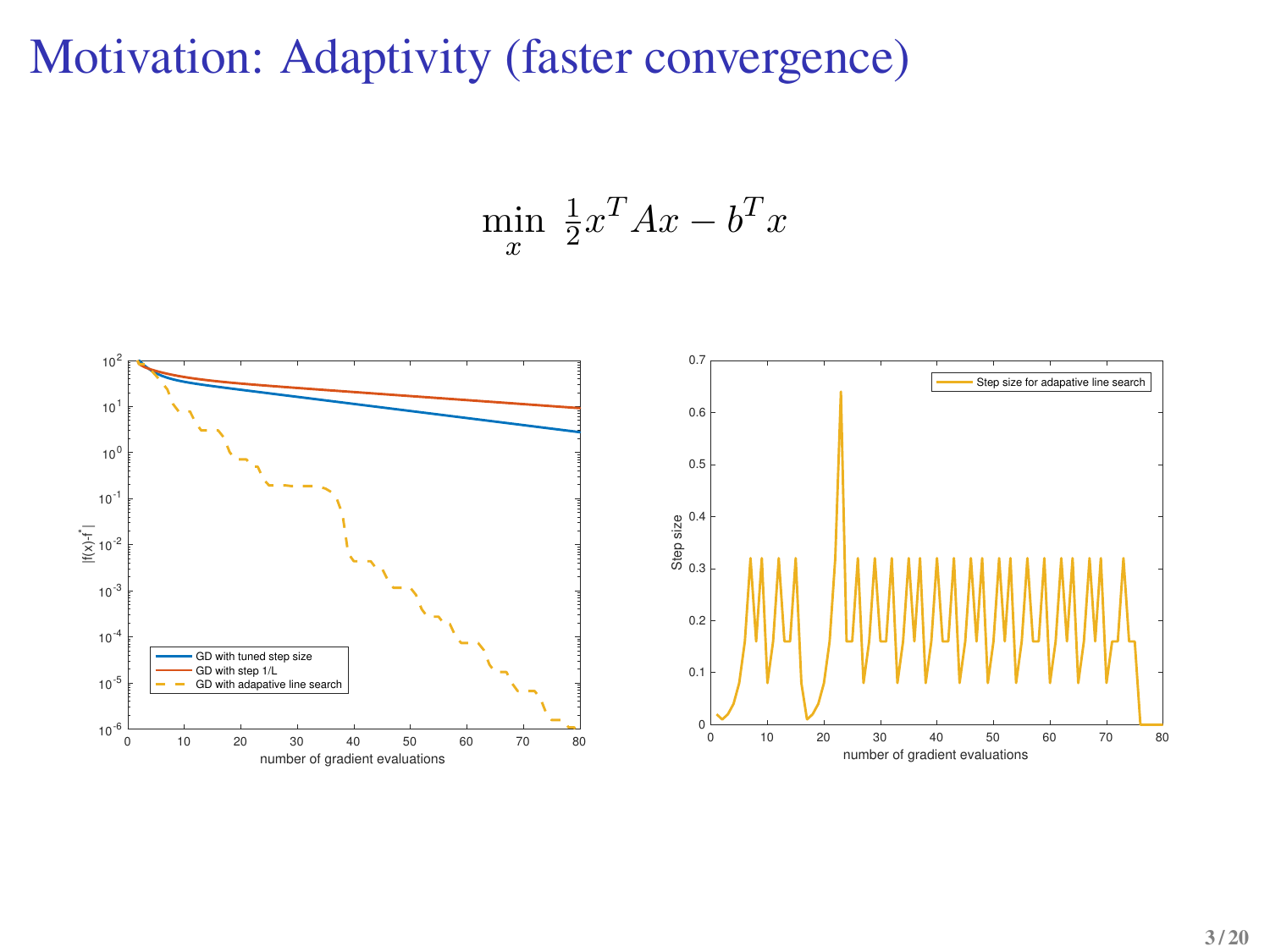# Motivation: Adaptivity (faster convergence)

$$\min_{x} \ \tfrac{1}{2}x^T A x - b^T x$$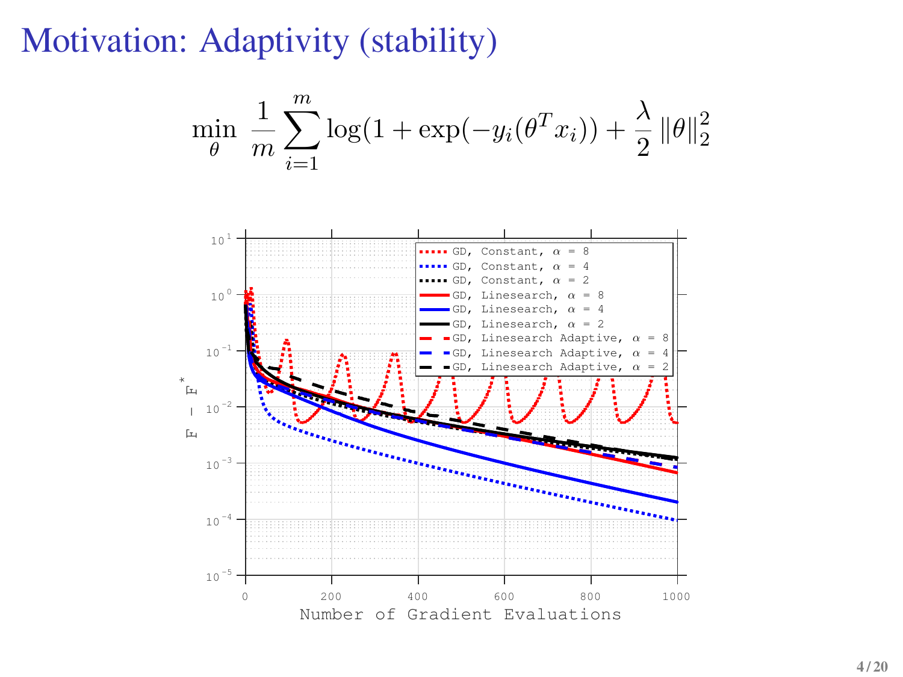# Motivation: Adaptivity (stability)

$$\min_{\theta} \ \frac{1}{m}\sum_{i=1}^{m} \log(1+\exp(-y_i(\theta^T x_i)) + \frac{\lambda}{2}\|\theta\|_2^2$$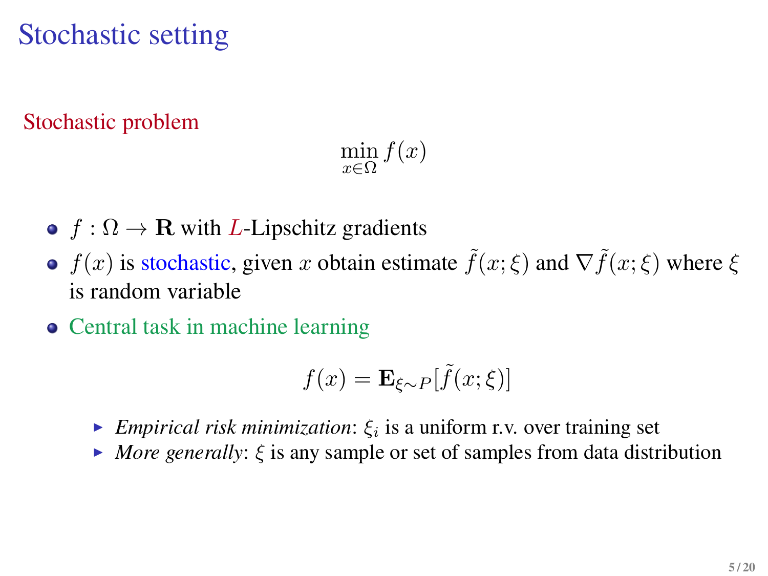# Stochastic setting

Stochastic problem

$$\min_{x \in \Omega} f(x)$$

- $f : \Omega \to \mathbf{R}$ with $L$-Lipschitz gradients
- $f(x)$ is stochastic, given $x$ obtain estimate $\tilde{f}(x;\xi)$ and $\nabla \tilde{f}(x;\xi)$ where $\xi$ is random variable
- Central task in machine learning

$$f(x) = \mathbf{E}_{\xi \sim P}[\tilde{f}(x;\xi)]$$

  - *Empirical risk minimization*: $\xi_i$ is a uniform r.v. over training set
  - *More generally*: $\xi$ is any sample or set of samples from data distribution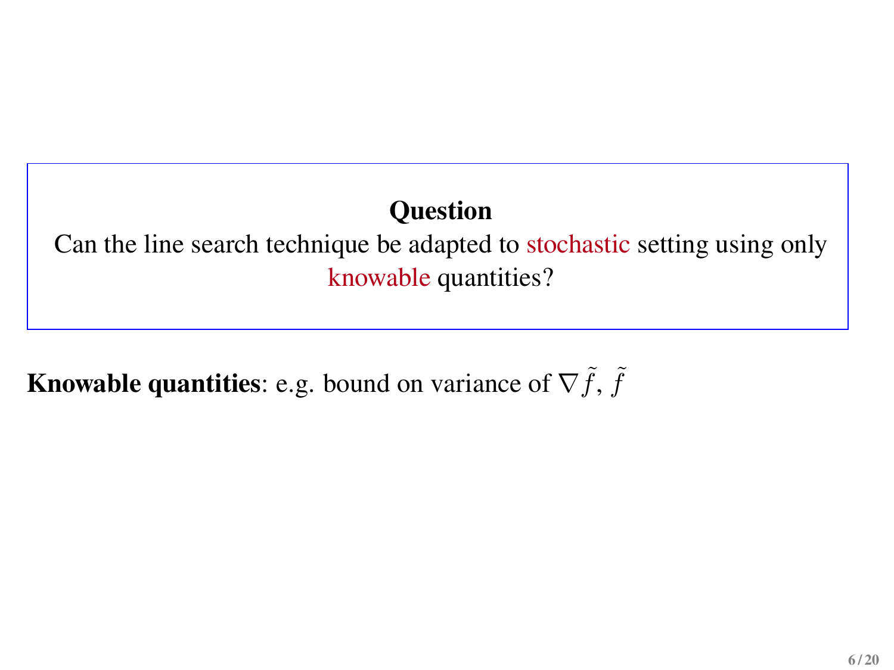**Question**

Can the line search technique be adapted to stochastic setting using only knowable quantities?

**Knowable quantities**: e.g. bound on variance of $\nabla \tilde{f}$, $\tilde{f}$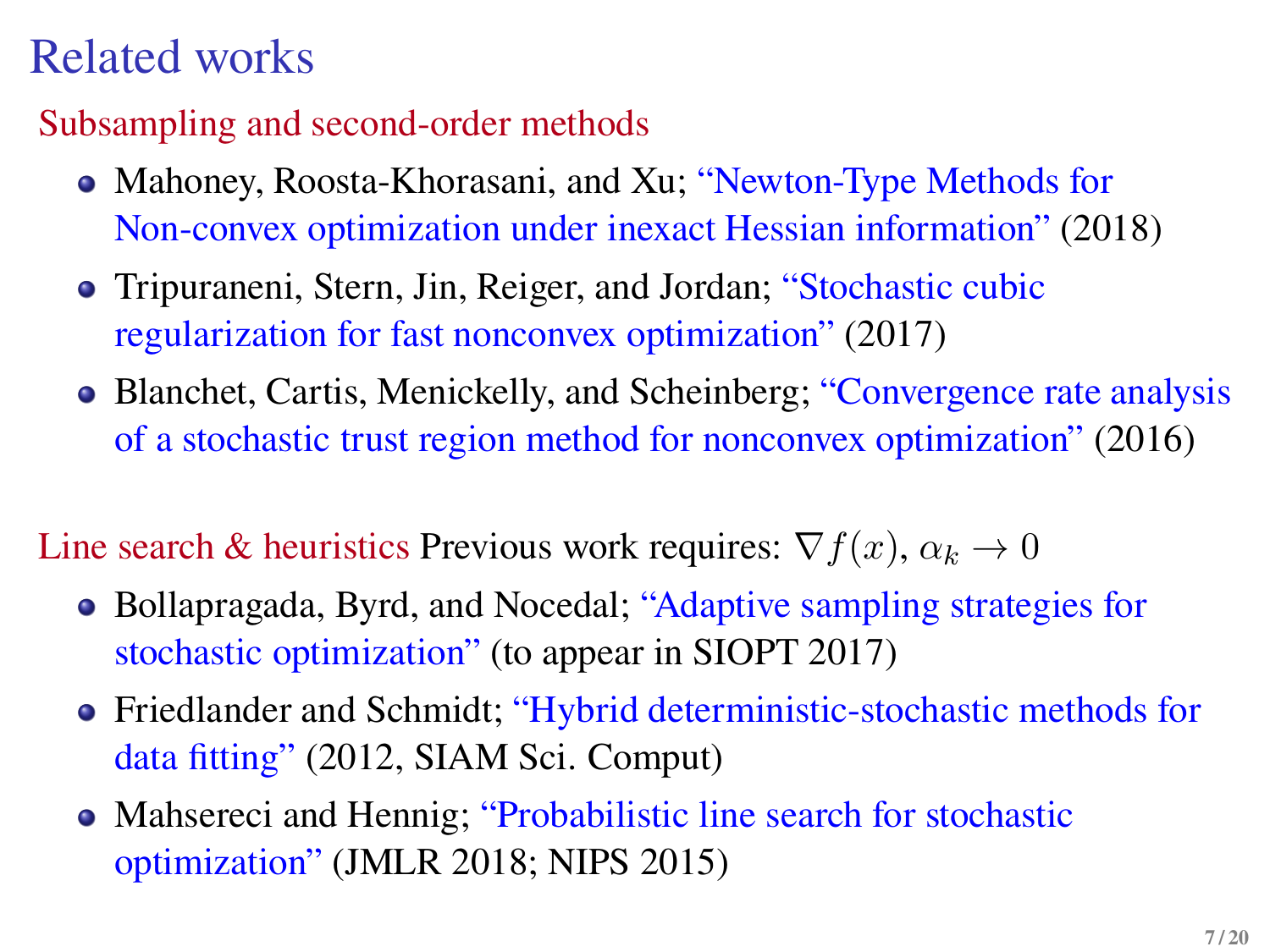# Related works

### Subsampling and second-order methods

- Mahoney, Roosta-Khorasani, and Xu; "Newton-Type Methods for Non-convex optimization under inexact Hessian information" (2018)
- Tripuraneni, Stern, Jin, Reiger, and Jordan; "Stochastic cubic regularization for fast nonconvex optimization" (2017)
- Blanchet, Cartis, Menickelly, and Scheinberg; "Convergence rate analysis of a stochastic trust region method for nonconvex optimization" (2016)

### Line search & heuristics Previous work requires: $\nabla f(x)$, $\alpha_k \to 0$

- Bollapragada, Byrd, and Nocedal; "Adaptive sampling strategies for stochastic optimization" (to appear in SIOPT 2017)
- Friedlander and Schmidt; "Hybrid deterministic-stochastic methods for data fitting" (2012, SIAM Sci. Comput)
- Mahsereci and Hennig; "Probabilistic line search for stochastic optimization" (JMLR 2018; NIPS 2015)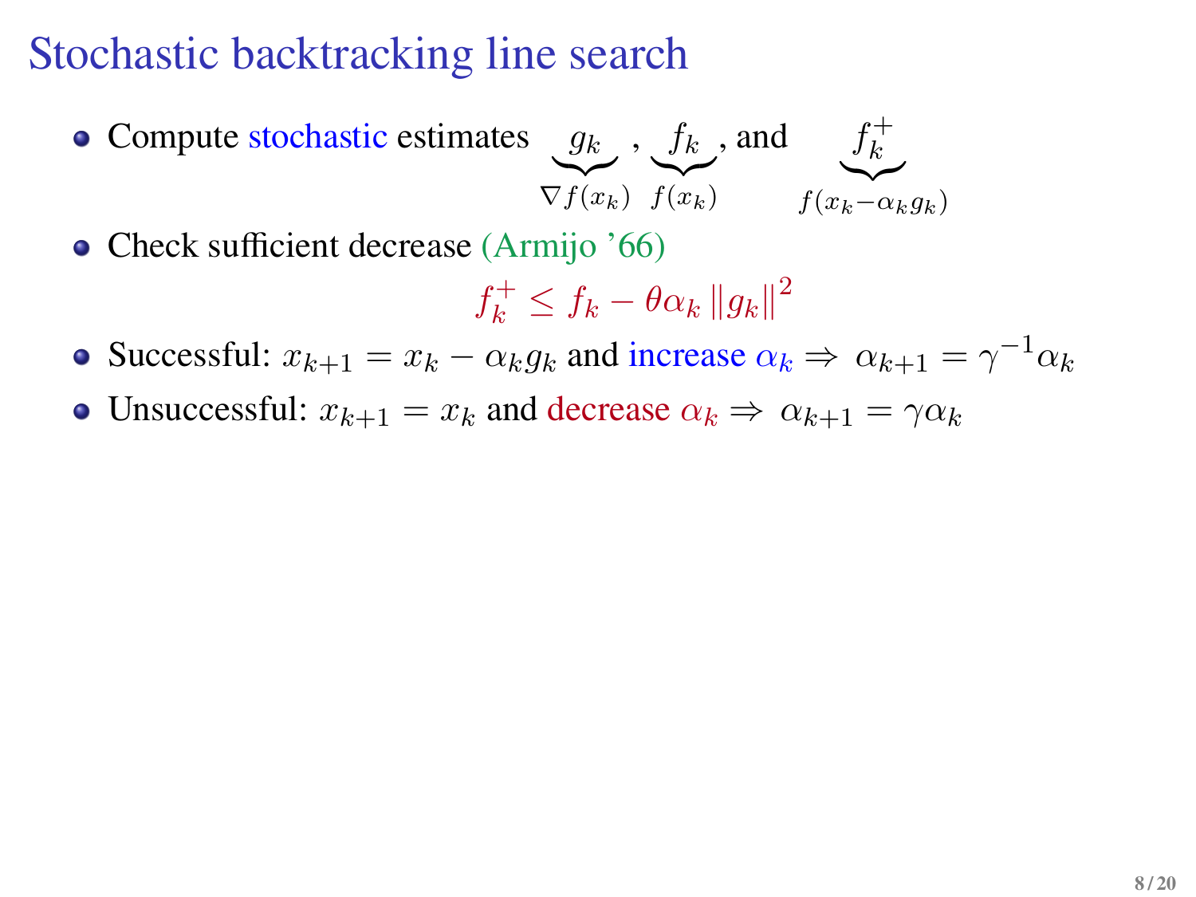# Stochastic backtracking line search

- Compute stochastic estimates $\underbrace{g_k}_{\nabla f(x_k)}$, $\underbrace{f_k}_{f(x_k)}$, and $\underbrace{f_k^+}_{f(x_k - \alpha_k g_k)}$
- Check sufficient decrease (Armijo '66)

$$f_k^+ \leq f_k - \theta \alpha_k \|g_k\|^2$$

- Successful: $x_{k+1} = x_k - \alpha_k g_k$ and increase $\alpha_k \Rightarrow \alpha_{k+1} = \gamma^{-1} \alpha_k$
- Unsuccessful: $x_{k+1} = x_k$ and decrease $\alpha_k \Rightarrow \alpha_{k+1} = \gamma \alpha_k$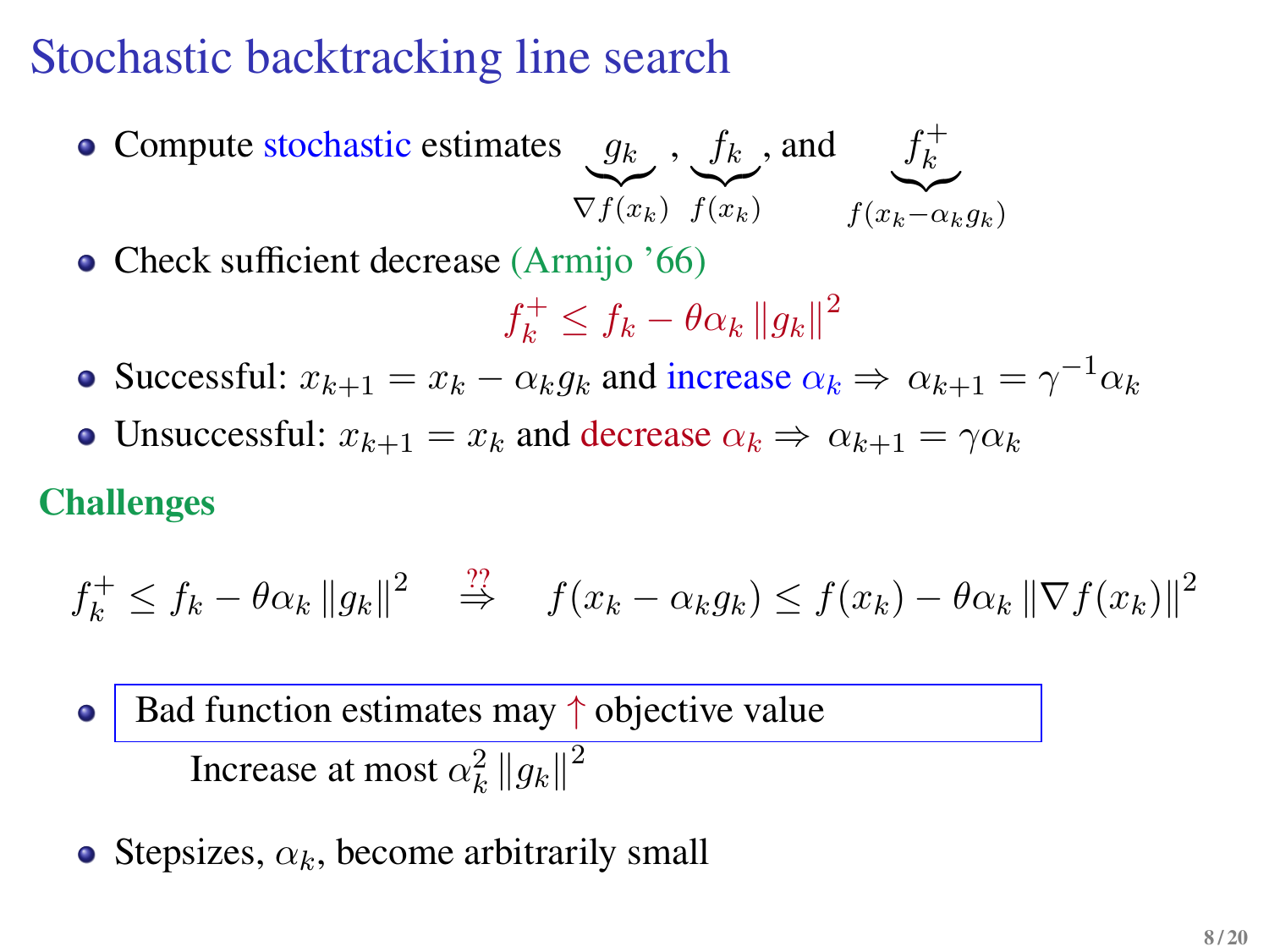# Stochastic backtracking line search

- Compute stochastic estimates $\underbrace{g_k}_{\nabla f(x_k)}$, $\underbrace{f_k}_{f(x_k)}$, and $\underbrace{f_k^+}_{f(x_k - \alpha_k g_k)}$
- Check sufficient decrease (Armijo '66)

$$f_k^+ \leq f_k - \theta \alpha_k \|g_k\|^2$$

- Successful: $x_{k+1} = x_k - \alpha_k g_k$ and increase $\alpha_k \Rightarrow \alpha_{k+1} = \gamma^{-1} \alpha_k$
- Unsuccessful: $x_{k+1} = x_k$ and decrease $\alpha_k \Rightarrow \alpha_{k+1} = \gamma \alpha_k$

**Challenges**

$$f_k^+ \leq f_k - \theta \alpha_k \|g_k\|^2 \quad \overset{??}{\Rightarrow} \quad f(x_k - \alpha_k g_k) \leq f(x_k) - \theta \alpha_k \|\nabla f(x_k)\|^2$$

- Bad function estimates may ↑ objective value

  Increase at most $\alpha_k^2 \|g_k\|^2$

- Stepsizes, $\alpha_k$, become arbitrarily small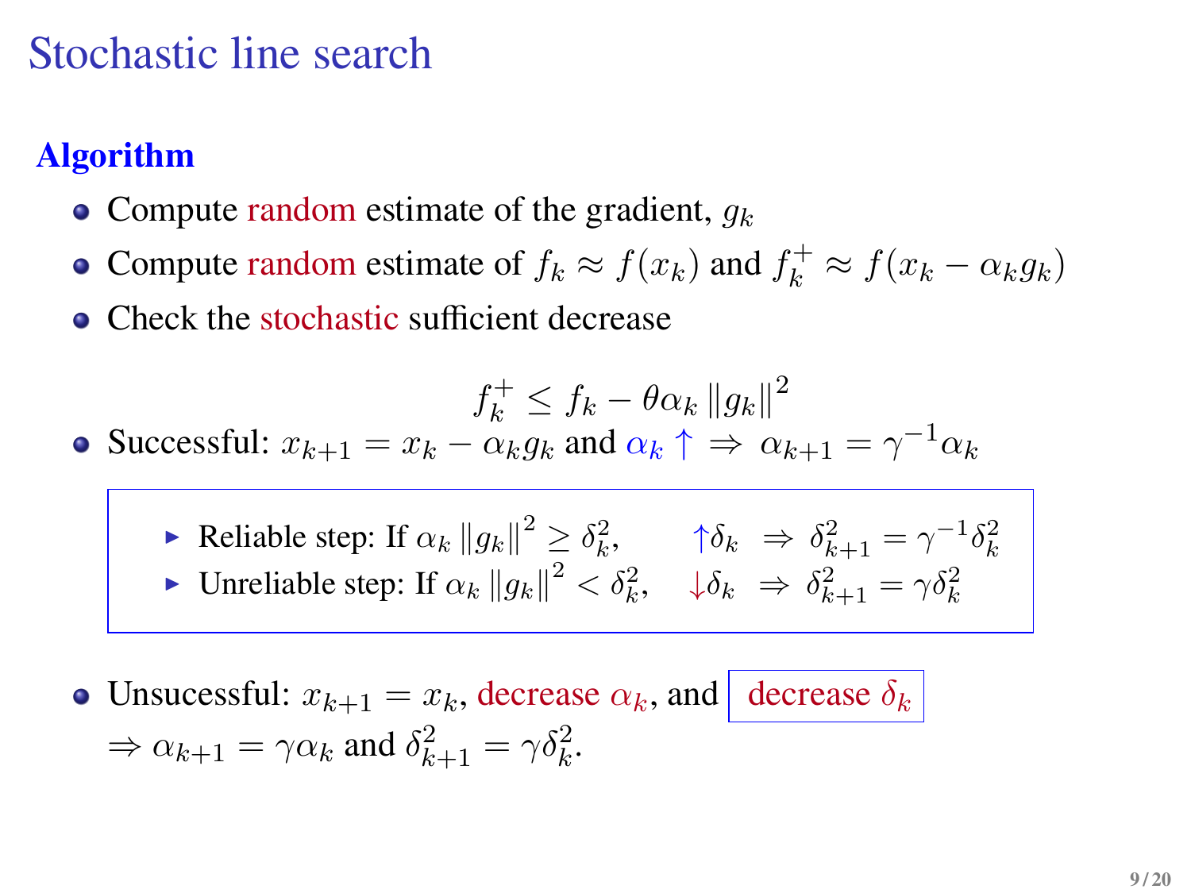# Stochastic line search

**Algorithm**

- Compute random estimate of the gradient, $g_k$
- Compute random estimate of $f_k \approx f(x_k)$ and $f_k^+ \approx f(x_k - \alpha_k g_k)$
- Check the stochastic sufficient decrease

$$f_k^+ \leq f_k - \theta \alpha_k \|g_k\|^2$$

- Successful: $x_{k+1} = x_k - \alpha_k g_k$ and $\alpha_k \uparrow \Rightarrow \alpha_{k+1} = \gamma^{-1} \alpha_k$
  - Reliable step: If $\alpha_k \|g_k\|^2 \geq \delta_k^2$, $\quad \uparrow \delta_k \Rightarrow \delta_{k+1}^2 = \gamma^{-1} \delta_k^2$
  - Unreliable step: If $\alpha_k \|g_k\|^2 < \delta_k^2$, $\quad \downarrow \delta_k \Rightarrow \delta_{k+1}^2 = \gamma \delta_k^2$
- Unsucessful: $x_{k+1} = x_k$, decrease $\alpha_k$, and decrease $\delta_k$
  $\Rightarrow \alpha_{k+1} = \gamma \alpha_k$ and $\delta_{k+1}^2 = \gamma \delta_k^2$.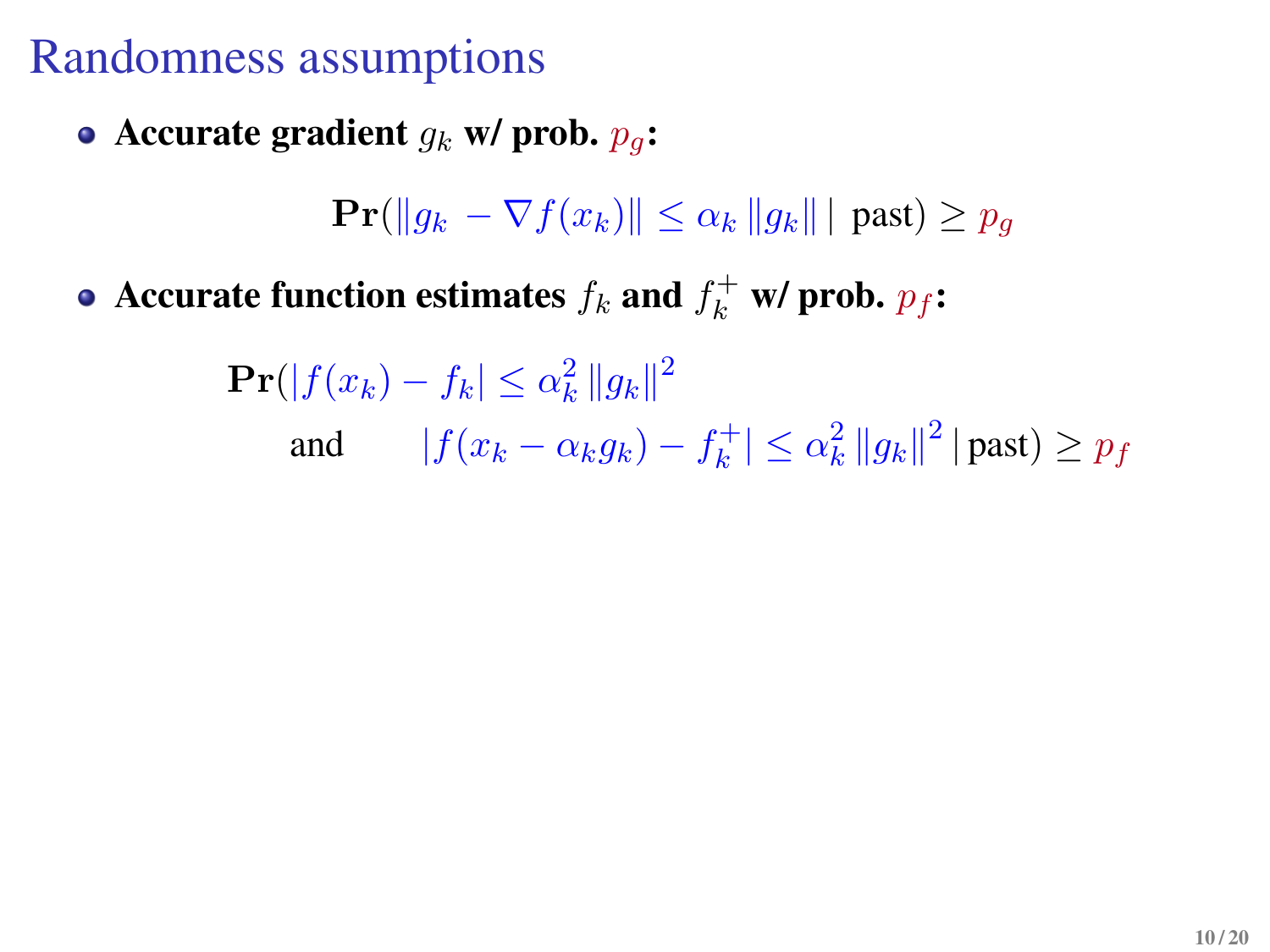# Randomness assumptions

- **Accurate gradient $g_k$ w/ prob. $p_g$:**

$$\mathbf{Pr}(\|g_k - \nabla f(x_k)\| \leq \alpha_k \|g_k\| \mid \text{past}) \geq p_g$$

- **Accurate function estimates $f_k$ and $f_k^+$ w/ prob. $p_f$:**

$$\mathbf{Pr}(|f(x_k) - f_k| \leq \alpha_k^2 \|g_k\|^2 \quad \text{and} \quad |f(x_k - \alpha_k g_k) - f_k^+| \leq \alpha_k^2 \|g_k\|^2 \mid \text{past}) \geq p_f$$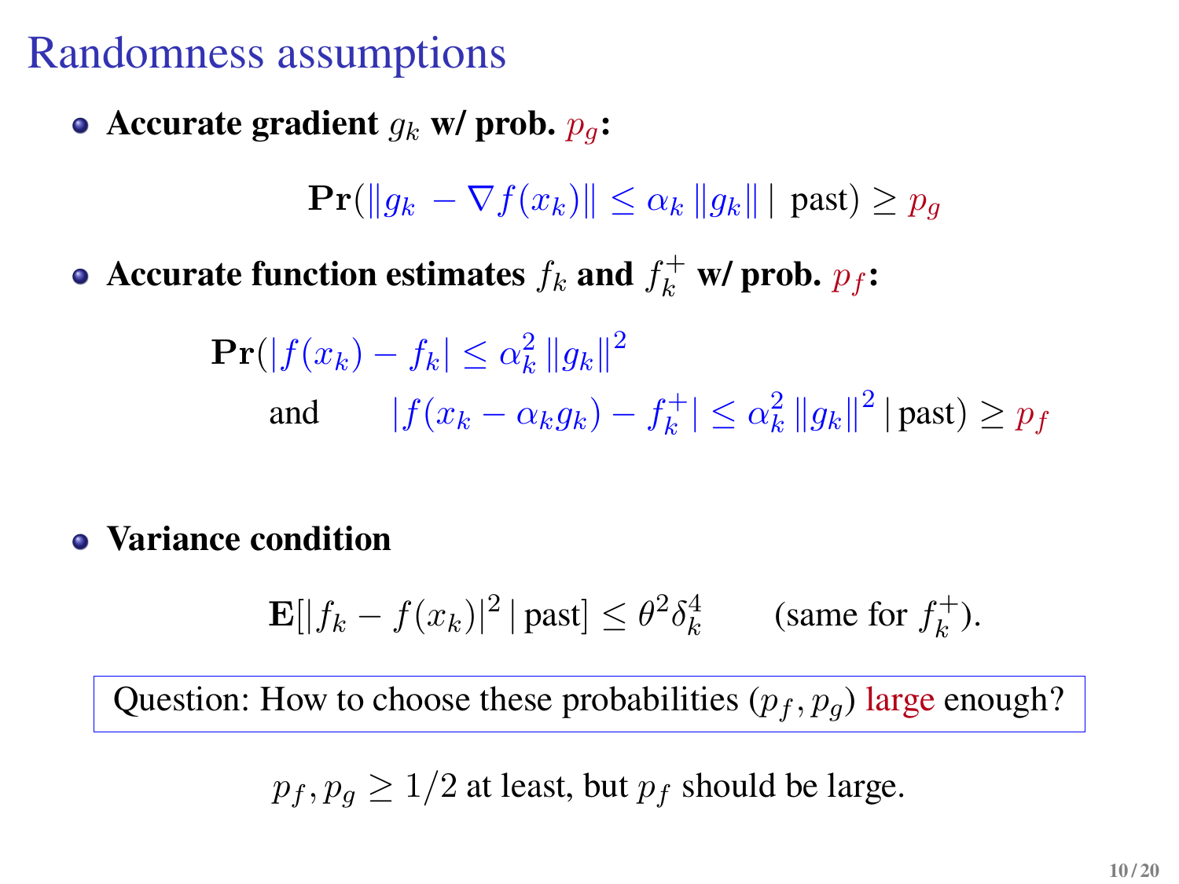# Randomness assumptions

- **Accurate gradient $g_k$ w/ prob. $p_g$:**

$$\mathbf{Pr}(\|g_k - \nabla f(x_k)\| \leq \alpha_k \|g_k\| \mid \text{past}) \geq p_g$$

- **Accurate function estimates $f_k$ and $f_k^+$ w/ prob. $p_f$:**

$$\mathbf{Pr}(|f(x_k) - f_k| \leq \alpha_k^2 \|g_k\|^2 \quad \text{and} \quad |f(x_k - \alpha_k g_k) - f_k^+| \leq \alpha_k^2 \|g_k\|^2 \mid \text{past}) \geq p_f$$

- **Variance condition**

$$\mathbf{E}[|f_k - f(x_k)|^2 \mid \text{past}] \leq \theta^2 \delta_k^4 \qquad (\text{same for } f_k^+).$$

Question: How to choose these probabilities $(p_f, p_g)$ large enough?

$p_f, p_g \geq 1/2$ at least, but $p_f$ should be large.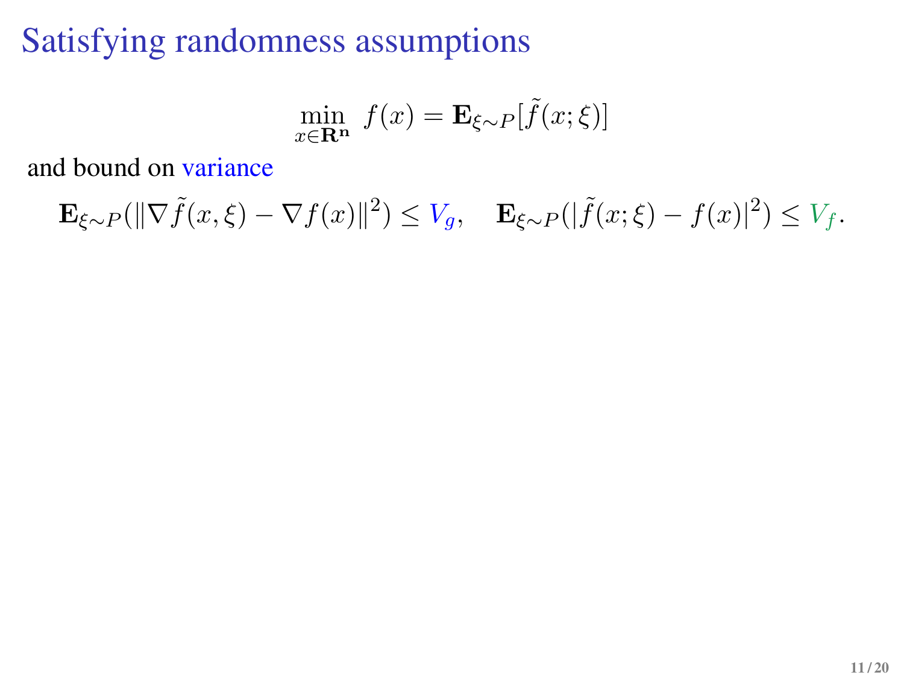# Satisfying randomness assumptions

$$\min_{x \in \mathbf{R^n}} \; f(x) = \mathbf{E}_{\xi \sim P}[\tilde{f}(x;\xi)]$$

and bound on variance

$$\mathbf{E}_{\xi \sim P}(\|\nabla \tilde{f}(x,\xi) - \nabla f(x)\|^2) \leq V_g, \quad \mathbf{E}_{\xi \sim P}(|\tilde{f}(x;\xi) - f(x)|^2) \leq V_f.$$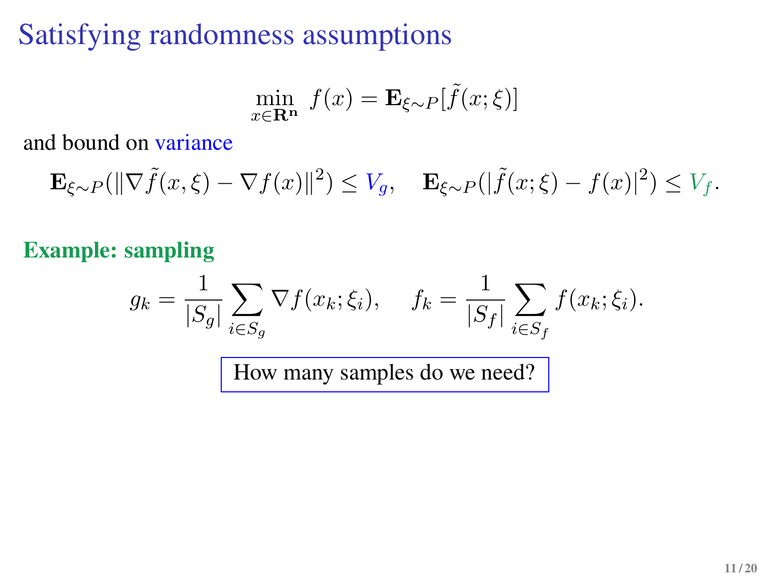# Satisfying randomness assumptions

$$\min_{x \in \mathbf{R^n}} \; f(x) = \mathbf{E}_{\xi \sim P}[\tilde{f}(x;\xi)]$$

and bound on variance

$$\mathbf{E}_{\xi \sim P}(\|\nabla \tilde{f}(x,\xi) - \nabla f(x)\|^2) \leq V_g, \quad \mathbf{E}_{\xi \sim P}(|\tilde{f}(x;\xi) - f(x)|^2) \leq V_f.$$

**Example: sampling**

$$g_k = \frac{1}{|S_g|} \sum_{i \in S_g} \nabla f(x_k;\xi_i), \qquad f_k = \frac{1}{|S_f|} \sum_{i \in S_f} f(x_k;\xi_i).$$

How many samples do we need?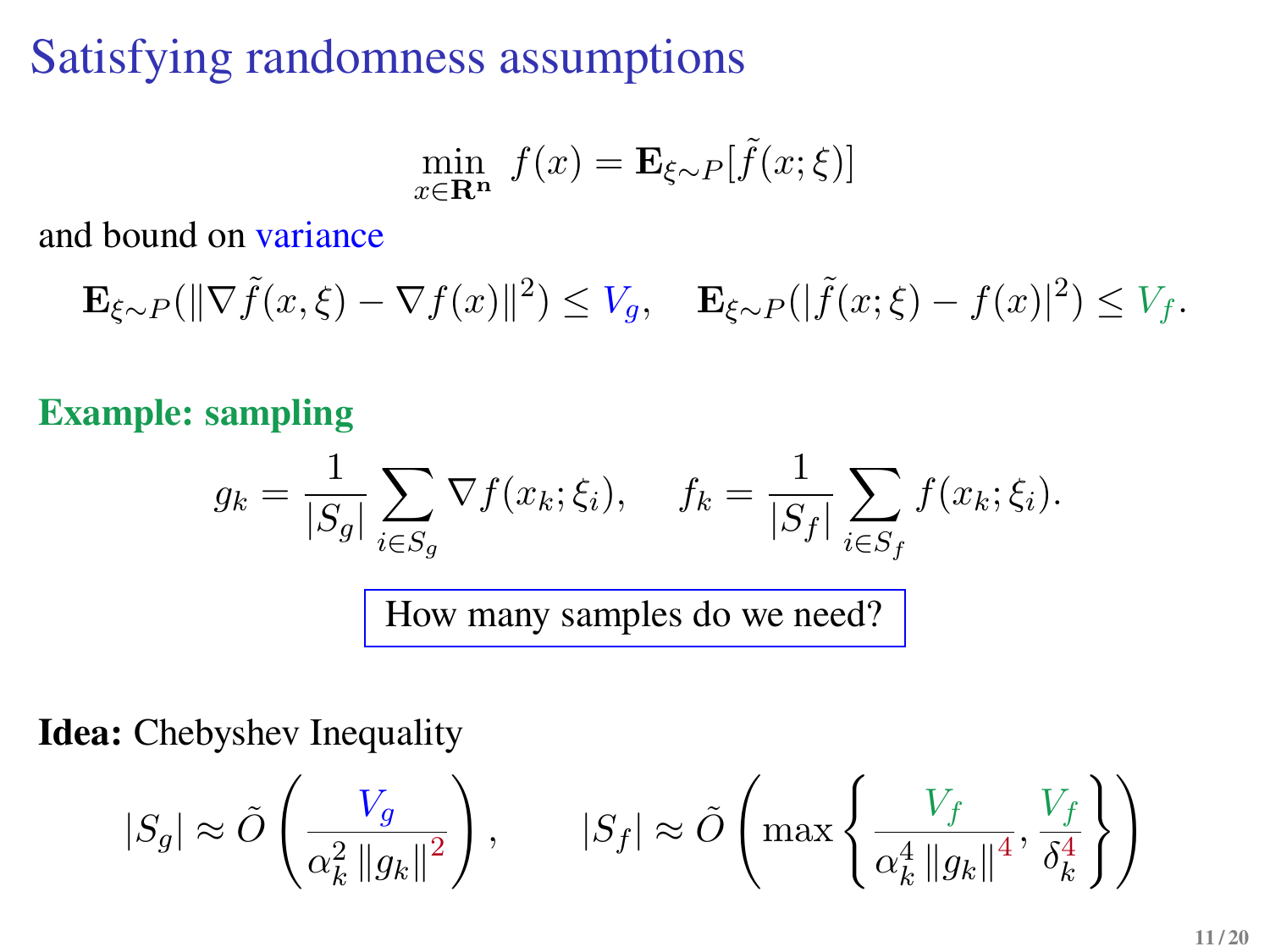# Satisfying randomness assumptions

$$\min_{x \in \mathbf{R^n}} \ f(x) = \mathbf{E}_{\xi \sim P}[\tilde{f}(x;\xi)]$$

and bound on variance

$$\mathbf{E}_{\xi \sim P}(\|\nabla \tilde{f}(x,\xi) - \nabla f(x)\|^2) \leq V_g, \quad \mathbf{E}_{\xi \sim P}(|\tilde{f}(x;\xi) - f(x)|^2) \leq V_f.$$

**Example: sampling**

$$g_k = \frac{1}{|S_g|} \sum_{i \in S_g} \nabla f(x_k; \xi_i), \qquad f_k = \frac{1}{|S_f|} \sum_{i \in S_f} f(x_k; \xi_i).$$

How many samples do we need?

**Idea:** Chebyshev Inequality

$$|S_g| \approx \tilde{O}\left(\frac{V_g}{\alpha_k^2 \|g_k\|^2}\right), \qquad |S_f| \approx \tilde{O}\left(\max\left\{\frac{V_f}{\alpha_k^4 \|g_k\|^4}, \frac{V_f}{\delta_k^4}\right\}\right)$$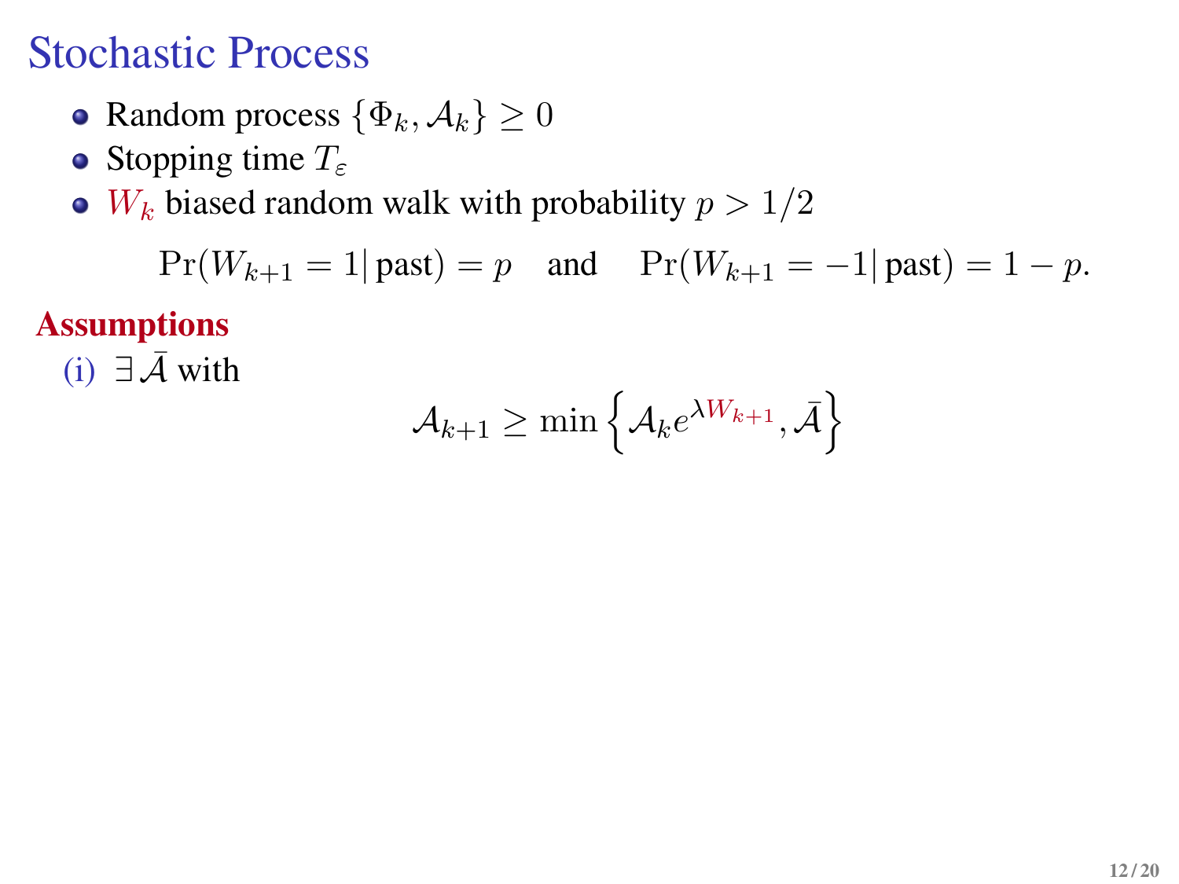# Stochastic Process

- Random process $\{\Phi_k, \mathcal{A}_k\} \geq 0$
- Stopping time $T_\varepsilon$
- $W_k$ biased random walk with probability $p > 1/2$

$$\Pr(W_{k+1} = 1 | \text{ past}) = p \quad \text{and} \quad \Pr(W_{k+1} = -1 | \text{ past}) = 1 - p.$$

**Assumptions**

(i) $\exists \, \bar{\mathcal{A}}$ with

$$\mathcal{A}_{k+1} \geq \min \left\{ \mathcal{A}_k e^{\lambda W_{k+1}}, \bar{\mathcal{A}} \right\}$$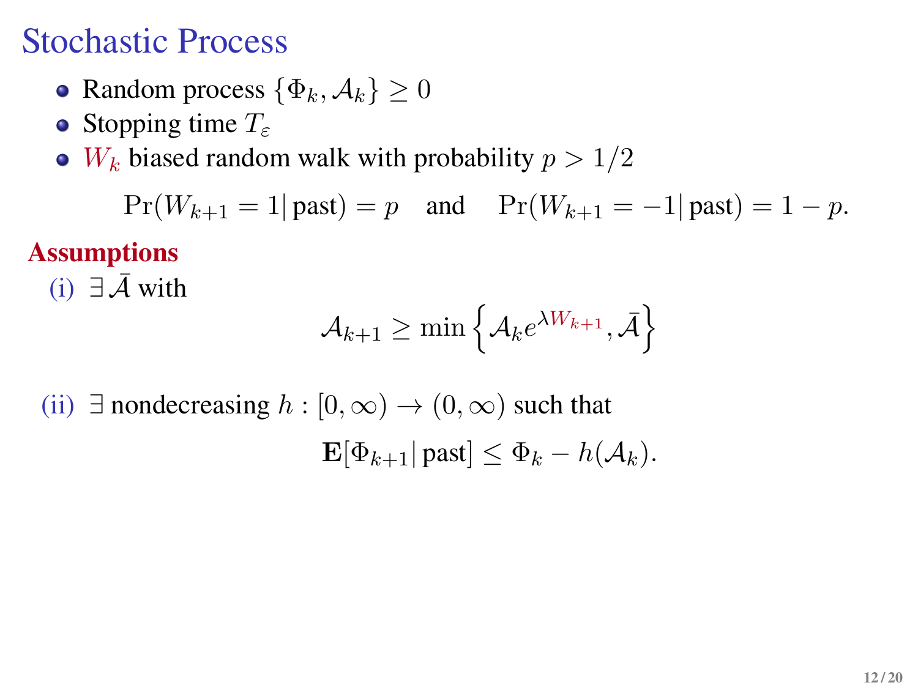# Stochastic Process

- Random process $\{\Phi_k, \mathcal{A}_k\} \geq 0$
- Stopping time $T_\varepsilon$
- $W_k$ biased random walk with probability $p > 1/2$

$$\Pr(W_{k+1} = 1 | \text{past}) = p \quad \text{and} \quad \Pr(W_{k+1} = -1 | \text{past}) = 1 - p.$$

**Assumptions**

(i) $\exists \bar{\mathcal{A}}$ with

$$\mathcal{A}_{k+1} \geq \min\left\{\mathcal{A}_k e^{\lambda W_{k+1}}, \bar{\mathcal{A}}\right\}$$

(ii) $\exists$ nondecreasing $h : [0, \infty) \to (0, \infty)$ such that

$$\mathbf{E}[\Phi_{k+1} | \text{past}] \leq \Phi_k - h(\mathcal{A}_k).$$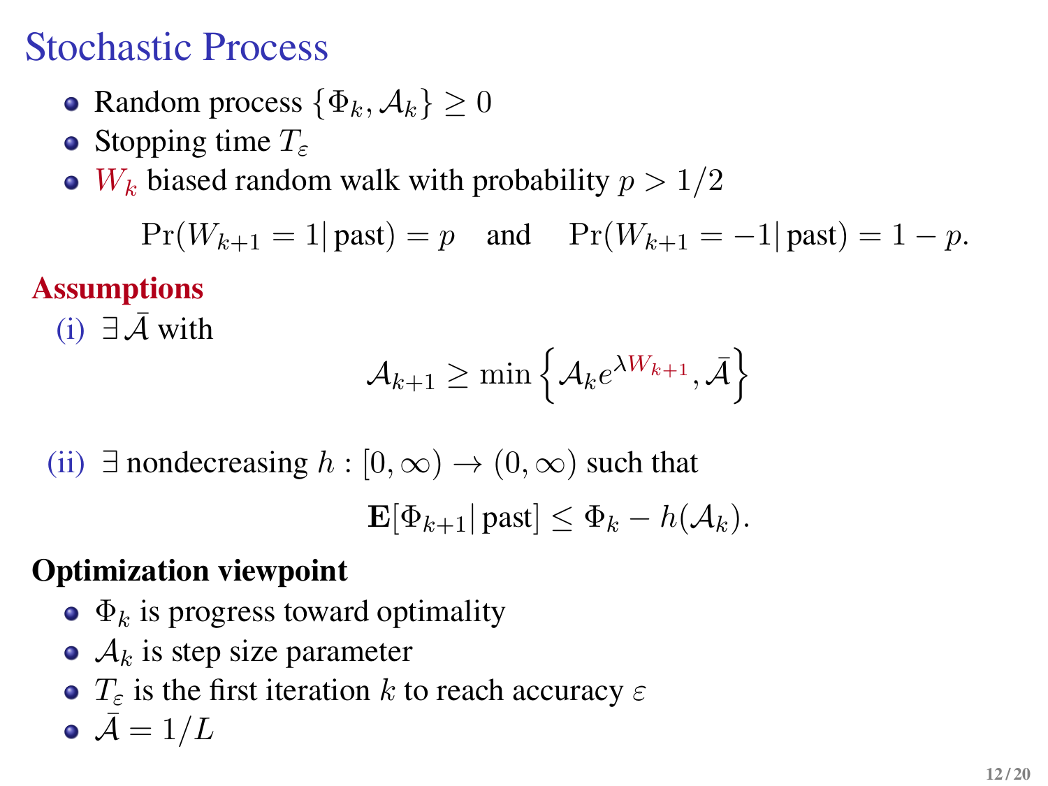# Stochastic Process

- Random process $\{\Phi_k, \mathcal{A}_k\} \geq 0$
- Stopping time $T_\varepsilon$
- $W_k$ biased random walk with probability $p > 1/2$

$$\Pr(W_{k+1} = 1 | \text{past}) = p \quad \text{and} \quad \Pr(W_{k+1} = -1 | \text{past}) = 1 - p.$$

**Assumptions**

(i) $\exists\, \bar{\mathcal{A}}$ with

$$\mathcal{A}_{k+1} \geq \min\left\{\mathcal{A}_k e^{\lambda W_{k+1}}, \bar{\mathcal{A}}\right\}$$

(ii) $\exists$ nondecreasing $h : [0, \infty) \to (0, \infty)$ such that

$$\mathbf{E}[\Phi_{k+1} | \text{past}] \leq \Phi_k - h(\mathcal{A}_k).$$

**Optimization viewpoint**

- $\Phi_k$ is progress toward optimality
- $\mathcal{A}_k$ is step size parameter
- $T_\varepsilon$ is the first iteration $k$ to reach accuracy $\varepsilon$
- $\bar{\mathcal{A}} = 1/L$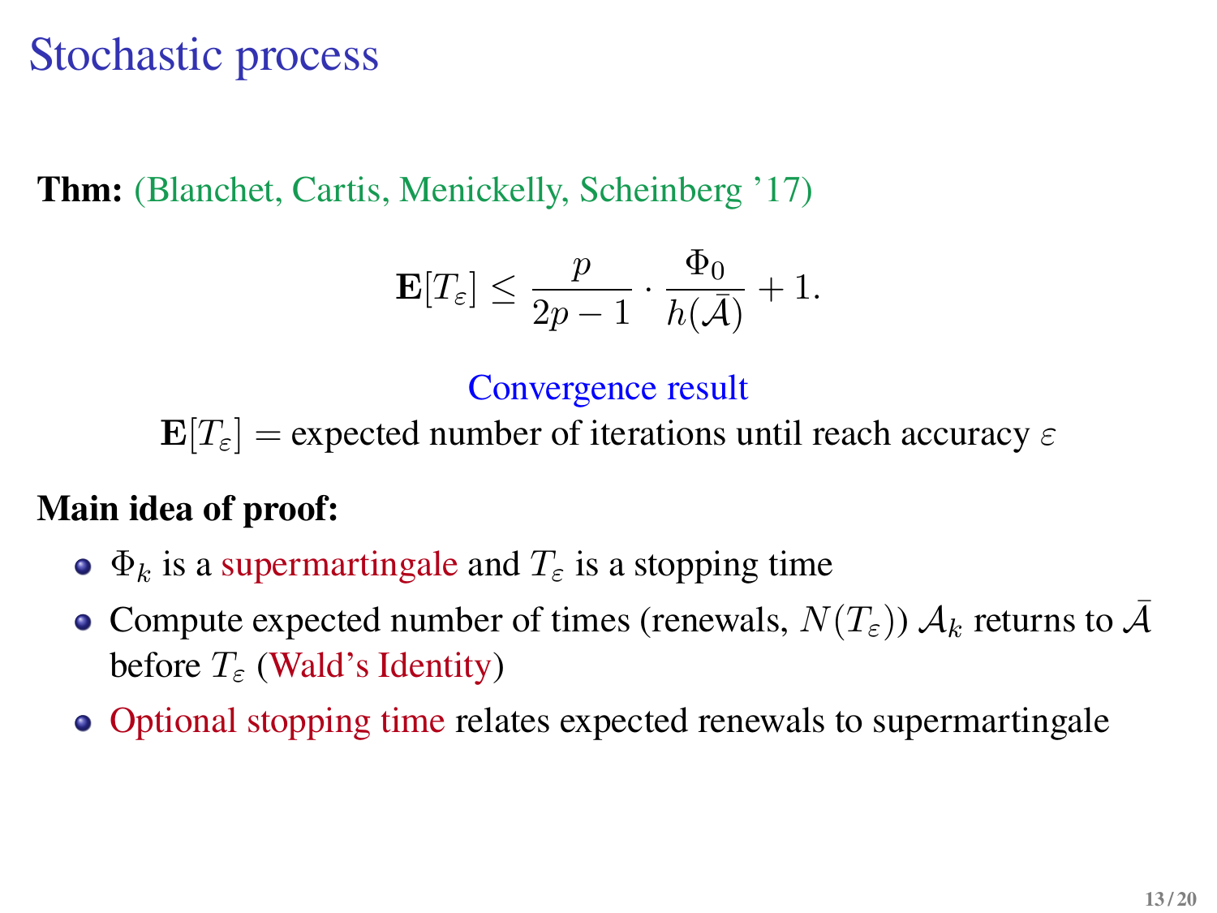# Stochastic process

**Thm:** (Blanchet, Cartis, Menickelly, Scheinberg '17)

$$\mathbf{E}[T_\varepsilon] \leq \frac{p}{2p-1} \cdot \frac{\Phi_0}{h(\bar{\mathcal{A}})} + 1.$$

Convergence result

$\mathbf{E}[T_\varepsilon]$ = expected number of iterations until reach accuracy $\varepsilon$

**Main idea of proof:**

- $\Phi_k$ is a supermartingale and $T_\varepsilon$ is a stopping time
- Compute expected number of times (renewals, $N(T_\varepsilon)$) $\mathcal{A}_k$ returns to $\bar{\mathcal{A}}$ before $T_\varepsilon$ (Wald's Identity)
- Optional stopping time relates expected renewals to supermartingale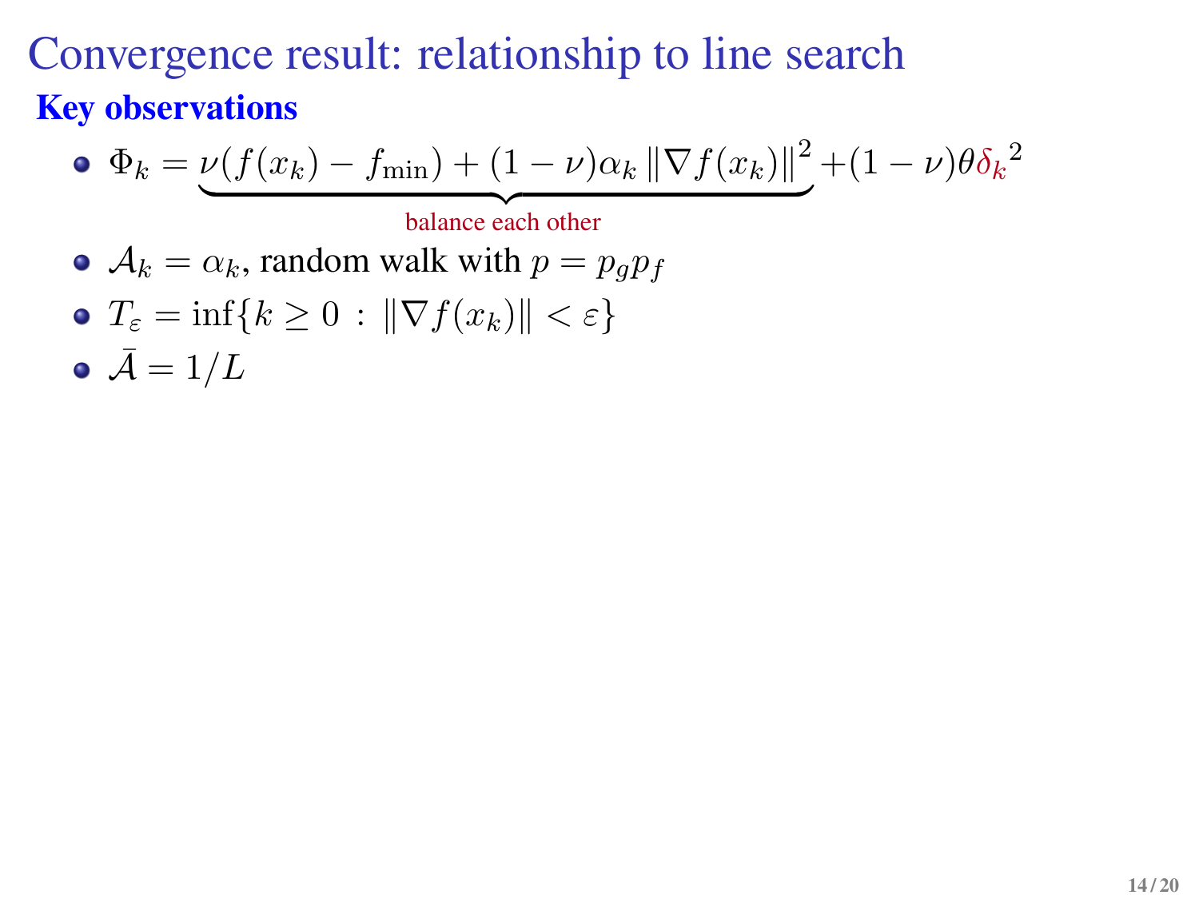# Convergence result: relationship to line search

## Key observations

- $\Phi_k = \underbrace{\nu(f(x_k) - f_{\min}) + (1-\nu)\alpha_k \|\nabla f(x_k)\|^2}_{\text{balance each other}} + (1-\nu)\theta{\delta_k}^2$
- $\mathcal{A}_k = \alpha_k$, random walk with $p = p_g p_f$
- $T_\varepsilon = \inf\{k \geq 0 \,:\, \|\nabla f(x_k)\| < \varepsilon\}$
- $\bar{\mathcal{A}} = 1/L$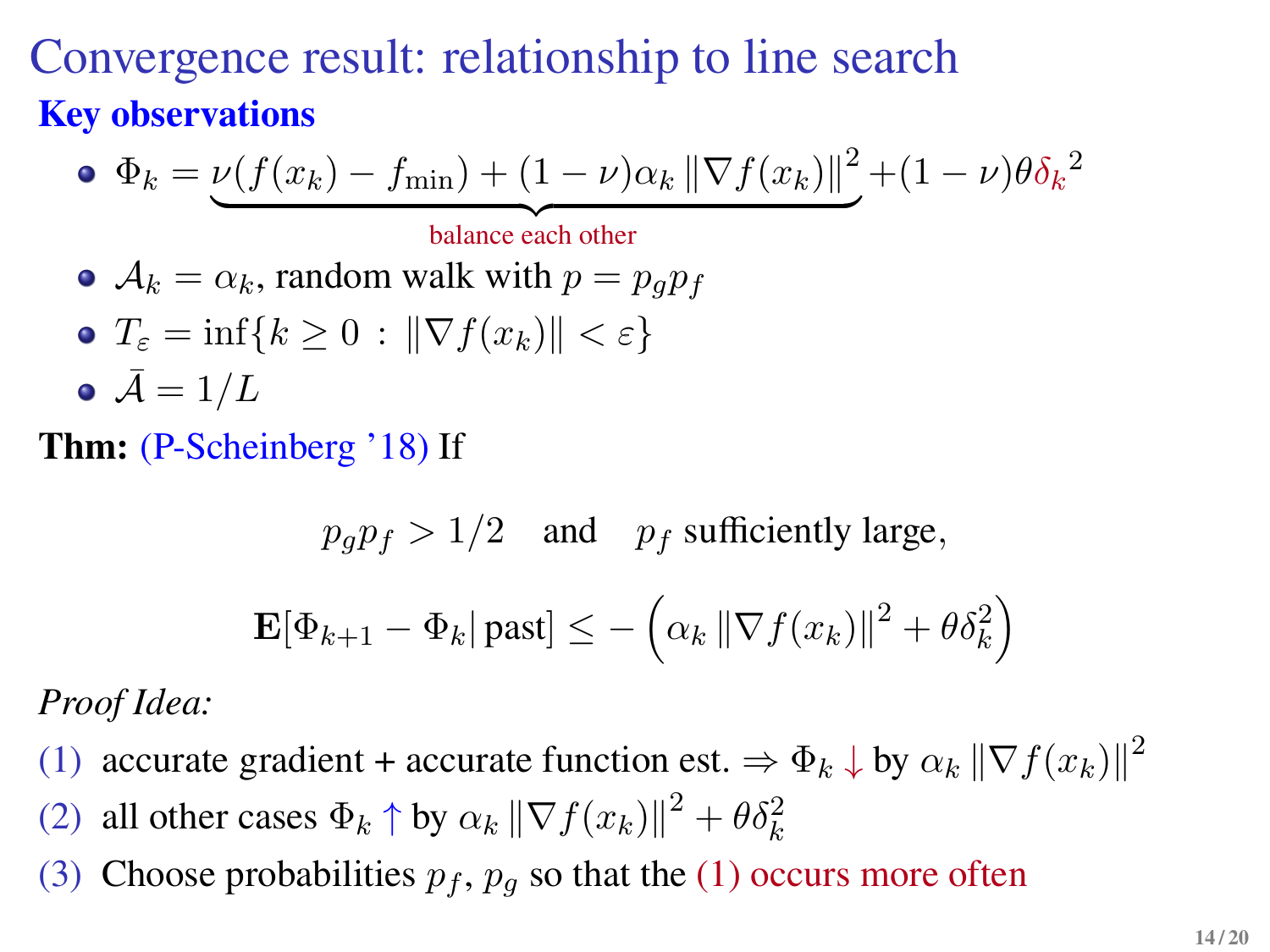# Convergence result: relationship to line search

**Key observations**

- $\Phi_k = \underbrace{\nu(f(x_k) - f_{\min}) + (1-\nu)\alpha_k \|\nabla f(x_k)\|^2}_{\text{balance each other}} + (1-\nu)\theta {\delta_k}^2$
- $\mathcal{A}_k = \alpha_k$, random walk with $p = p_g p_f$
- $T_\varepsilon = \inf\{k \geq 0 \,:\, \|\nabla f(x_k)\| < \varepsilon\}$
- $\bar{\mathcal{A}} = 1/L$

**Thm:** (P-Scheinberg '18) If

$$p_g p_f > 1/2 \quad \text{and} \quad p_f \text{ sufficiently large,}$$

$$\mathbf{E}[\Phi_{k+1} - \Phi_k | \, \text{past}] \leq -\left(\alpha_k \|\nabla f(x_k)\|^2 + \theta \delta_k^2\right)$$

*Proof Idea:*

(1) accurate gradient + accurate function est. $\Rightarrow \Phi_k \downarrow$ by $\alpha_k \|\nabla f(x_k)\|^2$

(2) all other cases $\Phi_k \uparrow$ by $\alpha_k \|\nabla f(x_k)\|^2 + \theta \delta_k^2$

(3) Choose probabilities $p_f$, $p_g$ so that the (1) occurs more often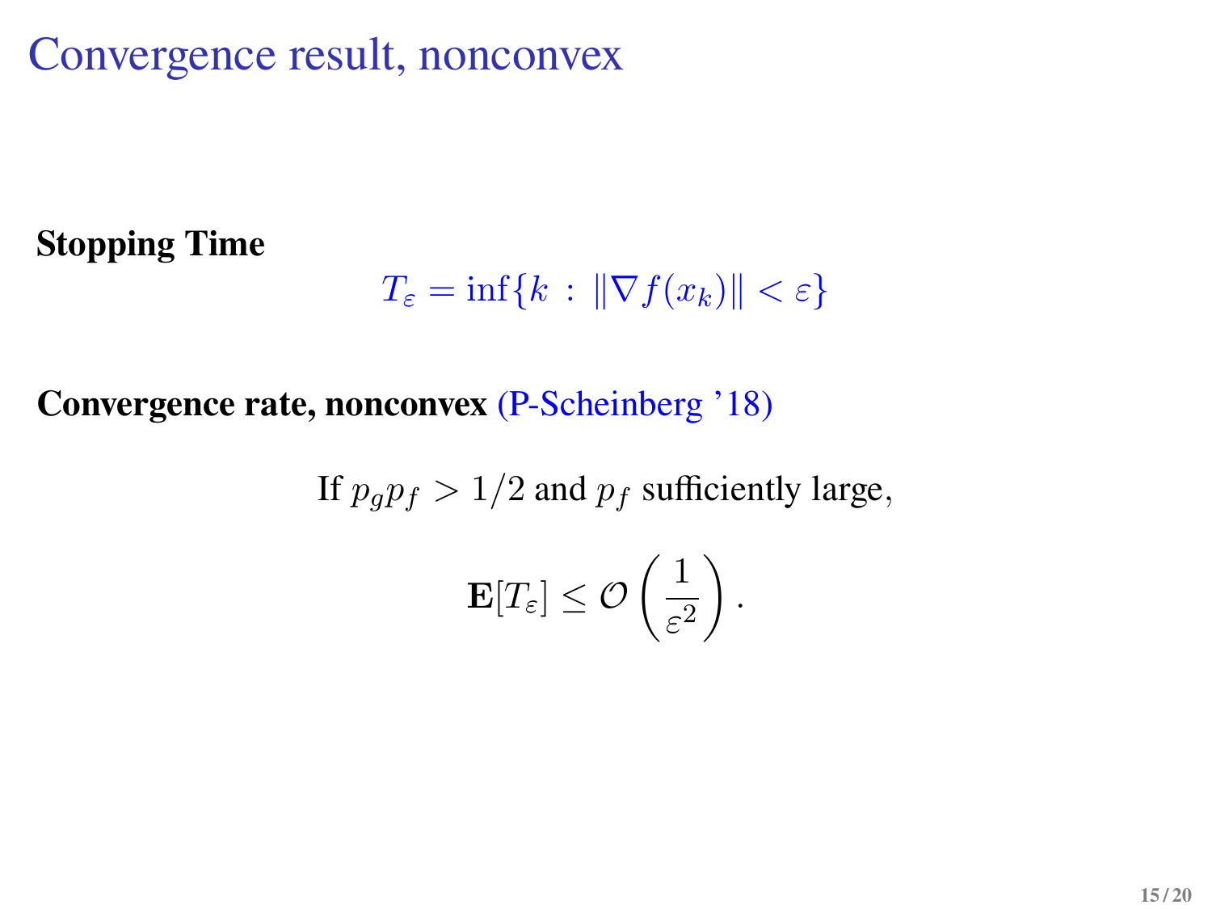# Convergence result, nonconvex

**Stopping Time**

$$T_\varepsilon = \inf\{k \,:\, \|\nabla f(x_k)\| < \varepsilon\}$$

**Convergence rate, nonconvex** (P-Scheinberg '18)

If $p_g p_f > 1/2$ and $p_f$ sufficiently large,

$$\mathbf{E}[T_\varepsilon] \leq \mathcal{O}\left(\frac{1}{\varepsilon^2}\right).$$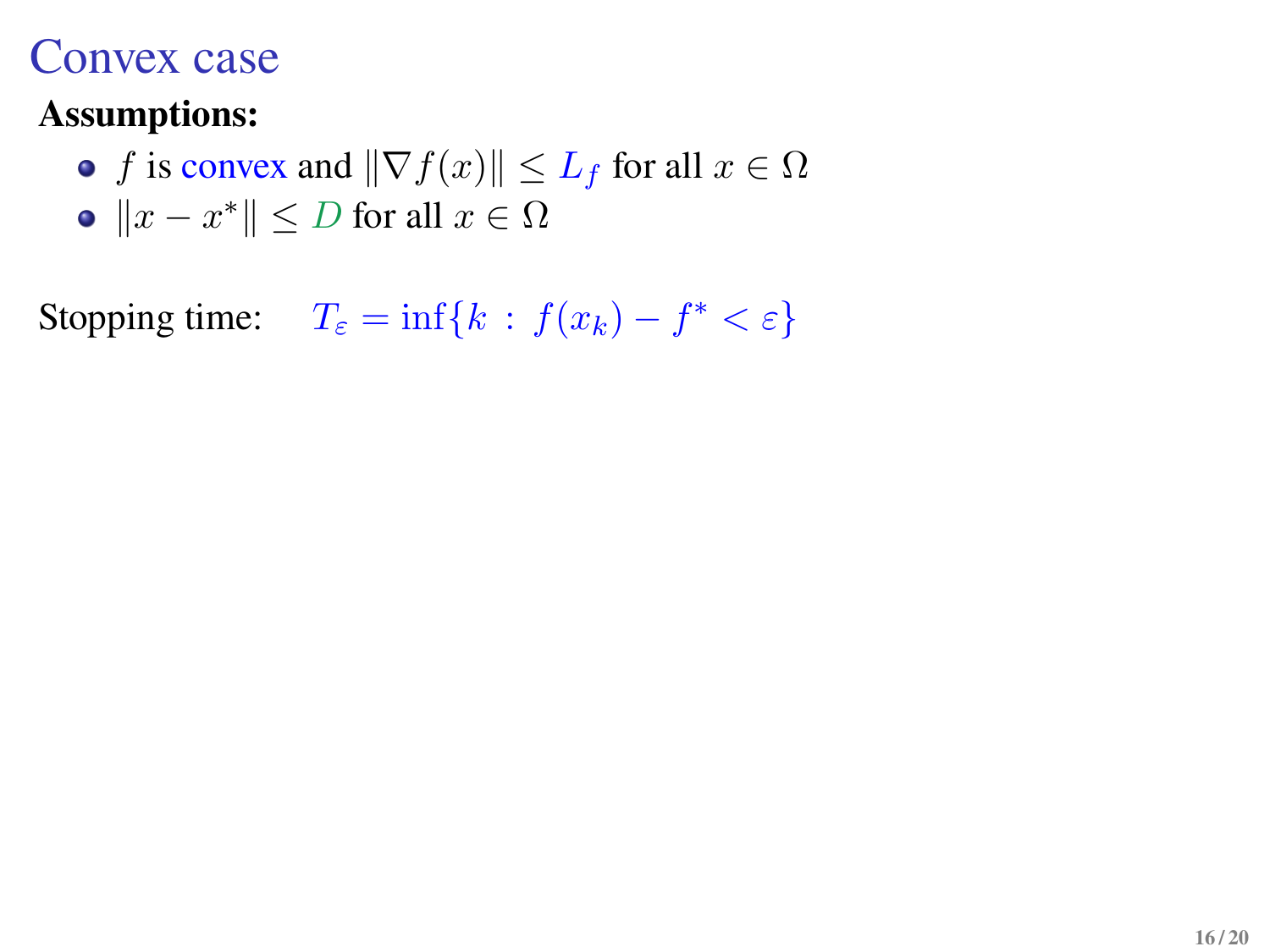# Convex case

**Assumptions:**

- $f$ is convex and $\|\nabla f(x)\| \leq L_f$ for all $x \in \Omega$
- $\|x - x^*\| \leq D$ for all $x \in \Omega$

Stopping time: $T_\varepsilon = \inf\{k \,:\, f(x_k) - f^* < \varepsilon\}$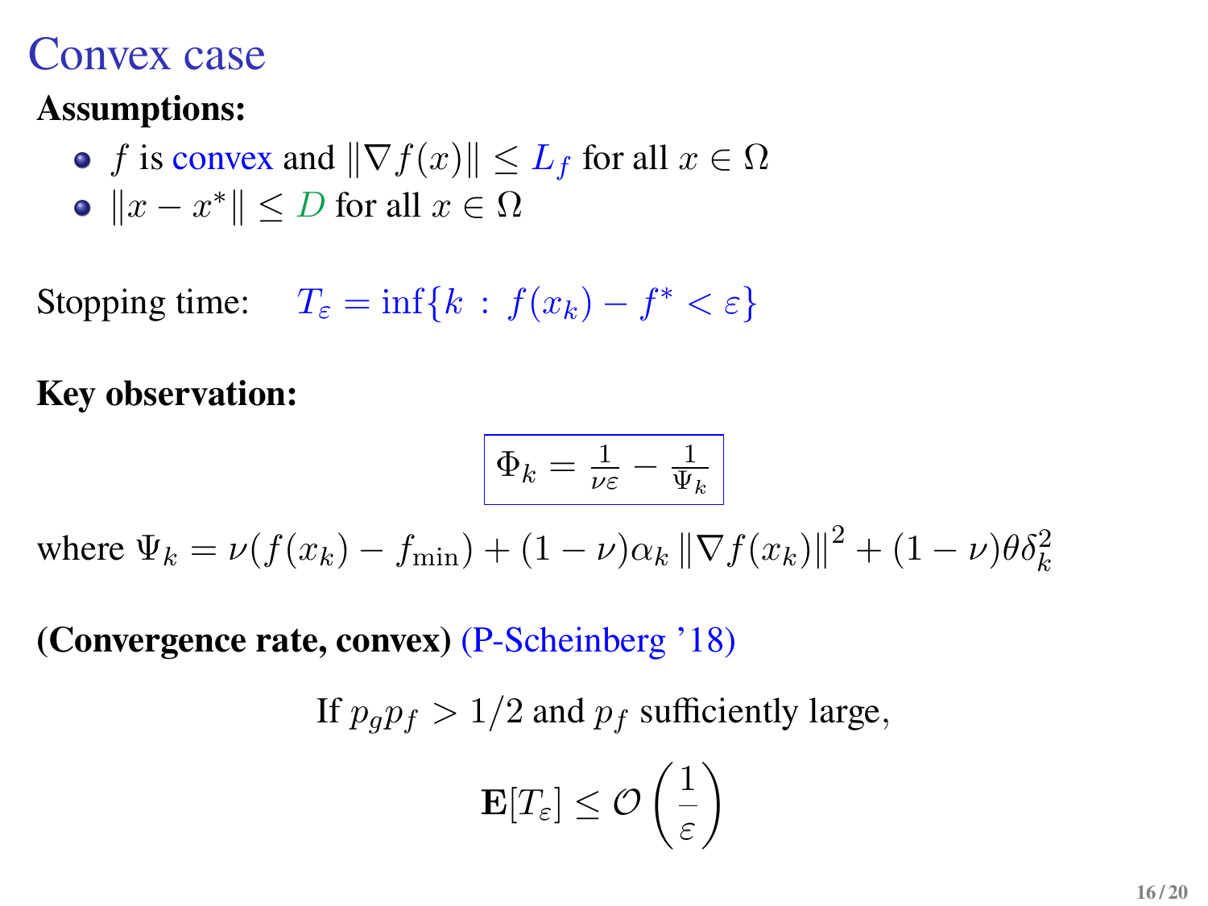# Convex case

**Assumptions:**

- $f$ is convex and $\|\nabla f(x)\| \leq L_f$ for all $x \in \Omega$
- $\|x - x^*\| \leq D$ for all $x \in \Omega$

Stopping time: $T_\varepsilon = \inf\{k \,:\, f(x_k) - f^* < \varepsilon\}$

**Key observation:**

$$\Phi_k = \frac{1}{\nu\varepsilon} - \frac{1}{\Psi_k}$$

where $\Psi_k = \nu(f(x_k) - f_{\min}) + (1-\nu)\alpha_k \|\nabla f(x_k)\|^2 + (1-\nu)\theta\delta_k^2$

**(Convergence rate, convex)** (P-Scheinberg '18)

If $p_g p_f > 1/2$ and $p_f$ sufficiently large,

$$\mathbf{E}[T_\varepsilon] \leq \mathcal{O}\left(\frac{1}{\varepsilon}\right)$$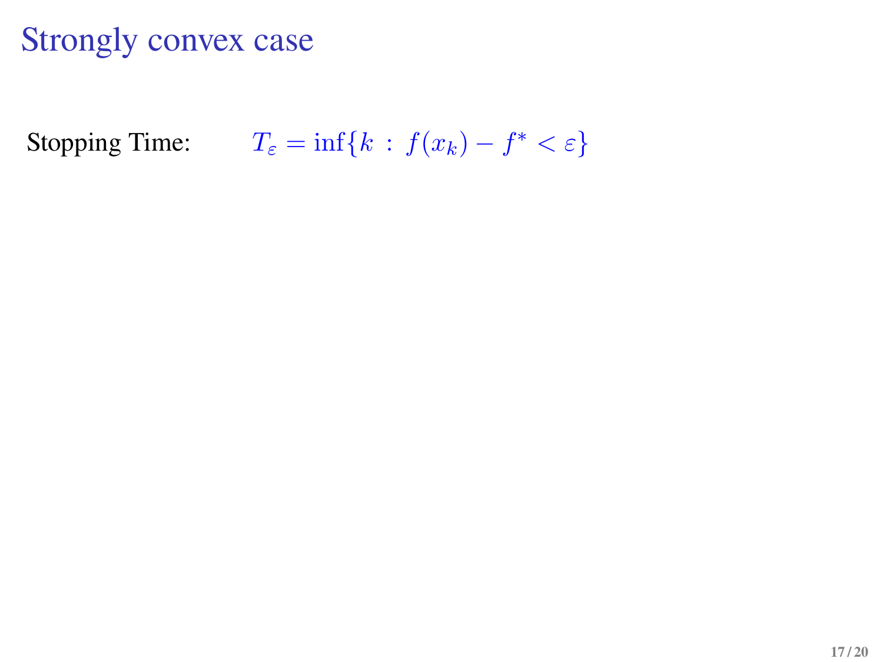# Strongly convex case

Stopping Time: $T_\varepsilon = \inf\{k \,:\, f(x_k) - f^* < \varepsilon\}$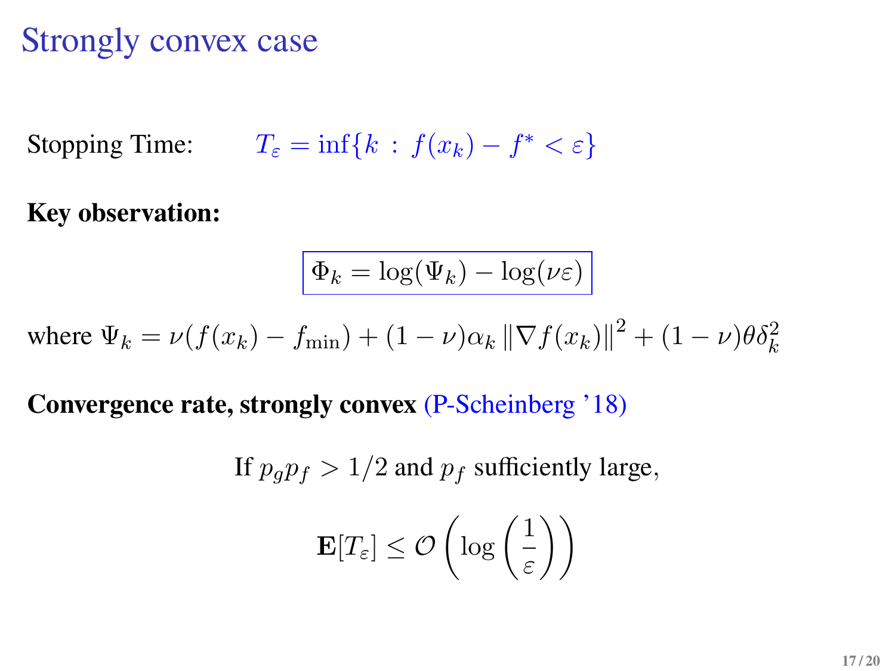# Strongly convex case

Stopping Time: $T_\varepsilon = \inf\{k \,:\, f(x_k) - f^* < \varepsilon\}$

**Key observation:**

$$\boxed{\Phi_k = \log(\Psi_k) - \log(\nu\varepsilon)}$$

where $\Psi_k = \nu(f(x_k) - f_{\min}) + (1-\nu)\alpha_k \left\|\nabla f(x_k)\right\|^2 + (1-\nu)\theta\delta_k^2$

**Convergence rate, strongly convex** (P-Scheinberg '18)

If $p_g p_f > 1/2$ and $p_f$ sufficiently large,

$$\mathbf{E}[T_\varepsilon] \leq \mathcal{O}\left(\log\left(\frac{1}{\varepsilon}\right)\right)$$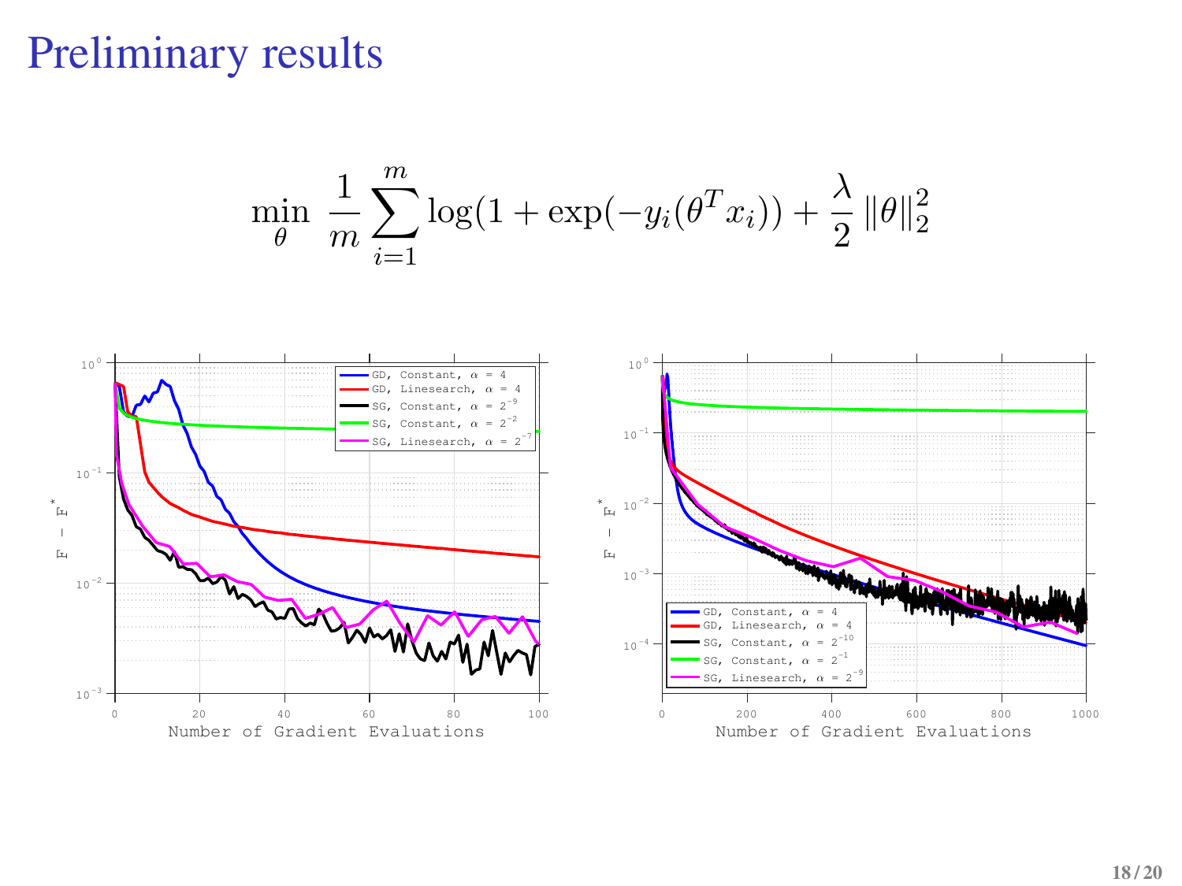# Preliminary results

$$\min_{\theta} \ \frac{1}{m}\sum_{i=1}^{m} \log(1+\exp(-y_i(\theta^T x_i))) + \frac{\lambda}{2}\left\|\theta\right\|_2^2$$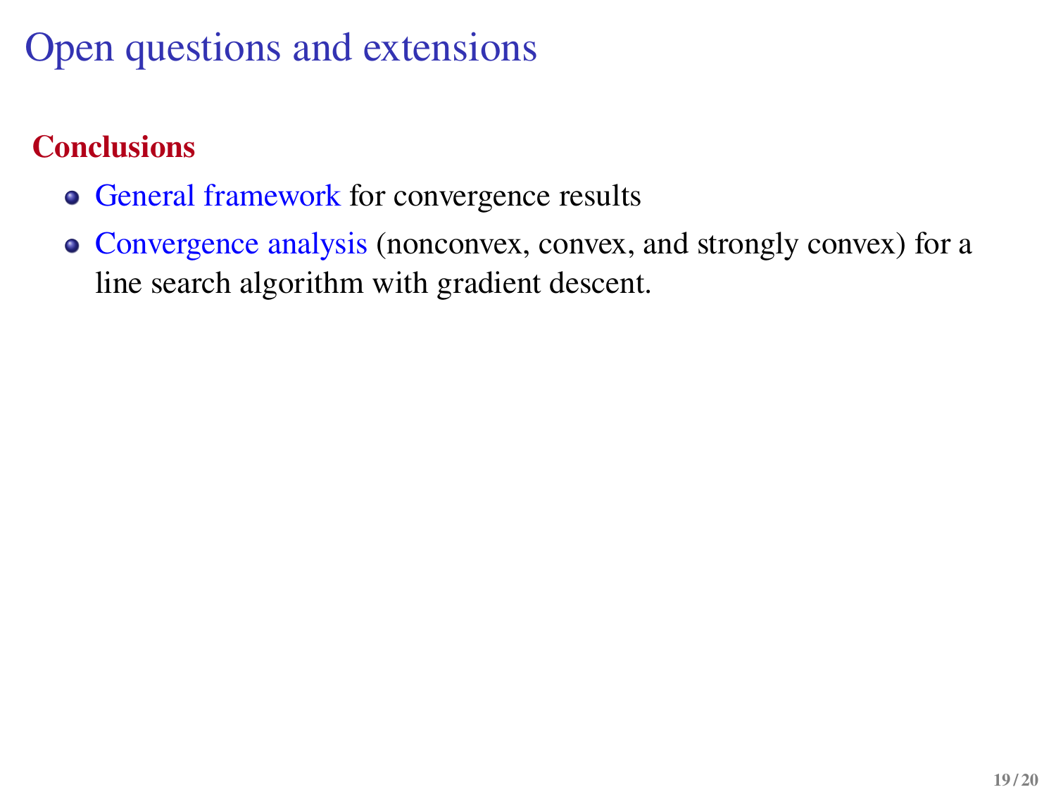# Open questions and extensions

### Conclusions

- General framework for convergence results
- Convergence analysis (nonconvex, convex, and strongly convex) for a line search algorithm with gradient descent.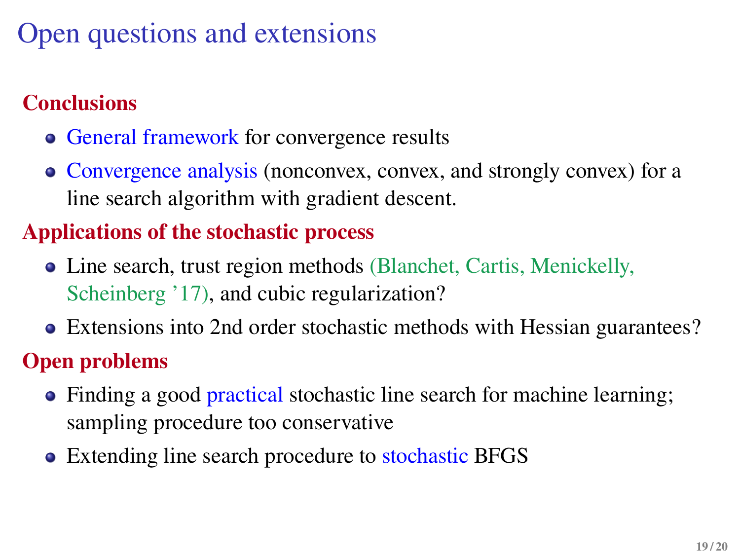# Open questions and extensions

### Conclusions

- General framework for convergence results
- Convergence analysis (nonconvex, convex, and strongly convex) for a line search algorithm with gradient descent.

### Applications of the stochastic process

- Line search, trust region methods (Blanchet, Cartis, Menickelly, Scheinberg '17), and cubic regularization?
- Extensions into 2nd order stochastic methods with Hessian guarantees?

### Open problems

- Finding a good practical stochastic line search for machine learning; sampling procedure too conservative
- Extending line search procedure to stochastic BFGS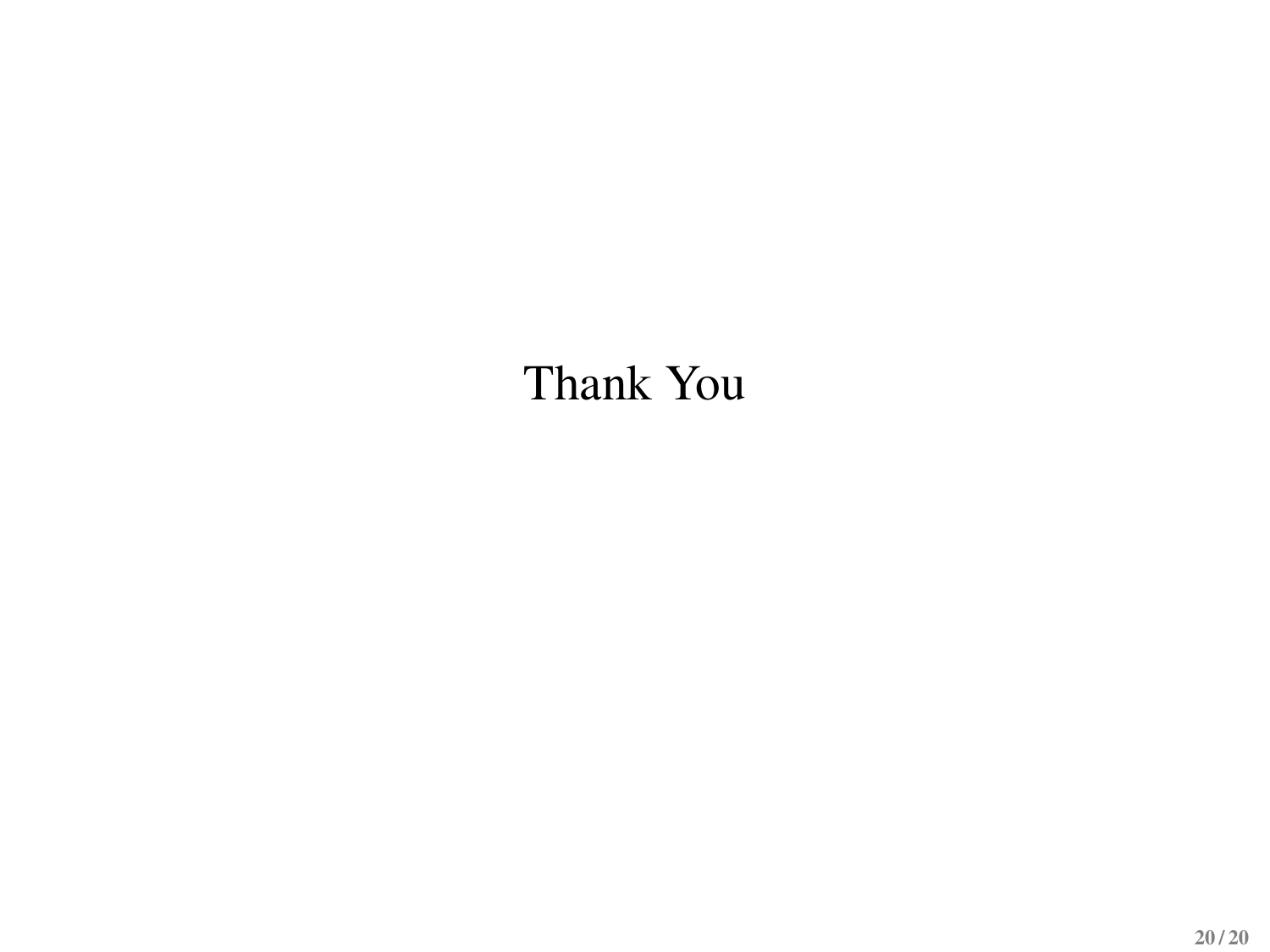Thank You